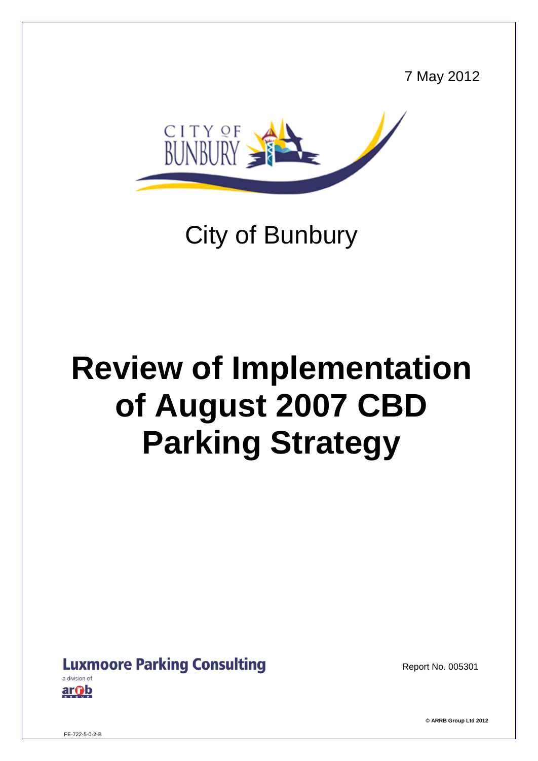7 May 2012

City of Bunbury

# Review of Implementation of August 2007 CBD Parking Strategy

Luxmoore Parking Consulting

a division of arrb group

Report No. 005301

© ARRB Group Ltd 2012

FE-722-5-0-2-B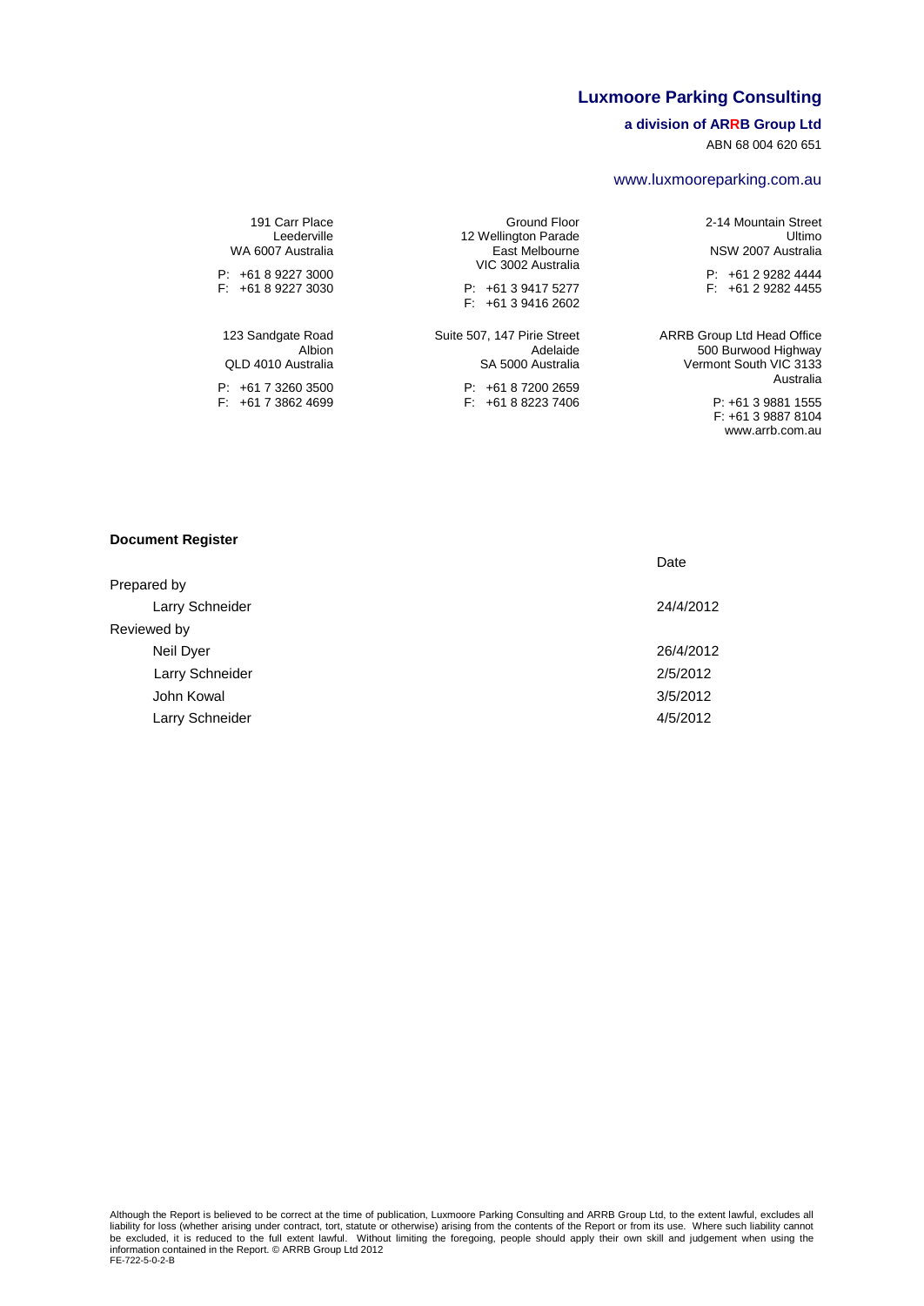**Luxmoore Parking Consulting**

**a division of ARRB Group Ltd**

ABN 68 004 620 651

www.luxmooreparking.com.au

191 Carr Place
Leederville
WA 6007 Australia

P: +61 8 9227 3000
F: +61 8 9227 3030

Ground Floor
12 Wellington Parade
East Melbourne
VIC 3002 Australia

P: +61 3 9417 5277
F: +61 3 9416 2602

2-14 Mountain Street
Ultimo
NSW 2007 Australia

P: +61 2 9282 4444
F: +61 2 9282 4455

123 Sandgate Road
Albion
QLD 4010 Australia

P: +61 7 3260 3500
F: +61 7 3862 4699

Suite 507, 147 Pirie Street
Adelaide
SA 5000 Australia

P: +61 8 7200 2659
F: +61 8 8223 7406

ARRB Group Ltd Head Office
500 Burwood Highway
Vermont South VIC 3133
Australia

P: +61 3 9881 1555
F: +61 3 9887 8104
www.arrb.com.au

**Document Register**

| | Date |
|---|---|
| Prepared by | |
| Larry Schneider | 24/4/2012 |
| Reviewed by | |
| Neil Dyer | 26/4/2012 |
| Larry Schneider | 2/5/2012 |
| John Kowal | 3/5/2012 |
| Larry Schneider | 4/5/2012 |

Although the Report is believed to be correct at the time of publication, Luxmoore Parking Consulting and ARRB Group Ltd, to the extent lawful, excludes all liability for loss (whether arising under contract, tort, statute or otherwise) arising from the contents of the Report or from its use. Where such liability cannot be excluded, it is reduced to the full extent lawful. Without limiting the foregoing, people should apply their own skill and judgement when using the information contained in the Report. © ARRB Group Ltd 2012

FE-722-5-0-2-B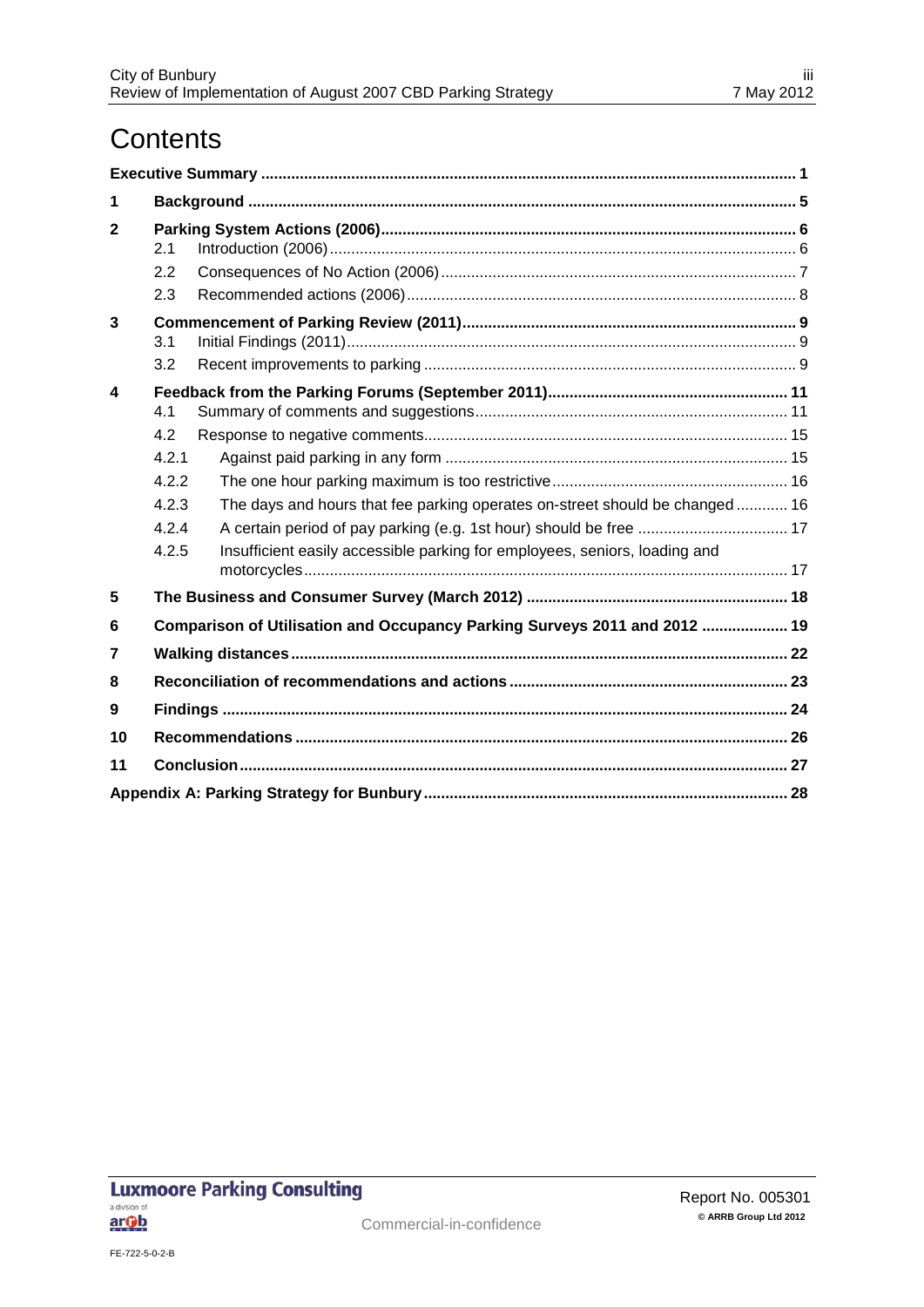# Contents

| | | |
|---|---|---|
| **Executive Summary** | | **1** |
| **1** | **Background** | **5** |
| **2** | **Parking System Actions (2006)** | **6** |
| 2.1 | Introduction (2006) | 6 |
| 2.2 | Consequences of No Action (2006) | 7 |
| 2.3 | Recommended actions (2006) | 8 |
| **3** | **Commencement of Parking Review (2011)** | **9** |
| 3.1 | Initial Findings (2011) | 9 |
| 3.2 | Recent improvements to parking | 9 |
| **4** | **Feedback from the Parking Forums (September 2011)** | **11** |
| 4.1 | Summary of comments and suggestions | 11 |
| 4.2 | Response to negative comments | 15 |
| 4.2.1 | Against paid parking in any form | 15 |
| 4.2.2 | The one hour parking maximum is too restrictive | 16 |
| 4.2.3 | The days and hours that fee parking operates on-street should be changed | 16 |
| 4.2.4 | A certain period of pay parking (e.g. 1st hour) should be free | 17 |
| 4.2.5 | Insufficient easily accessible parking for employees, seniors, loading and motorcycles | 17 |
| **5** | **The Business and Consumer Survey (March 2012)** | **18** |
| **6** | **Comparison of Utilisation and Occupancy Parking Surveys 2011 and 2012** | **19** |
| **7** | **Walking distances** | **22** |
| **8** | **Reconciliation of recommendations and actions** | **23** |
| **9** | **Findings** | **24** |
| **10** | **Recommendations** | **26** |
| **11** | **Conclusion** | **27** |
| **Appendix A: Parking Strategy for Bunbury** | | **28** |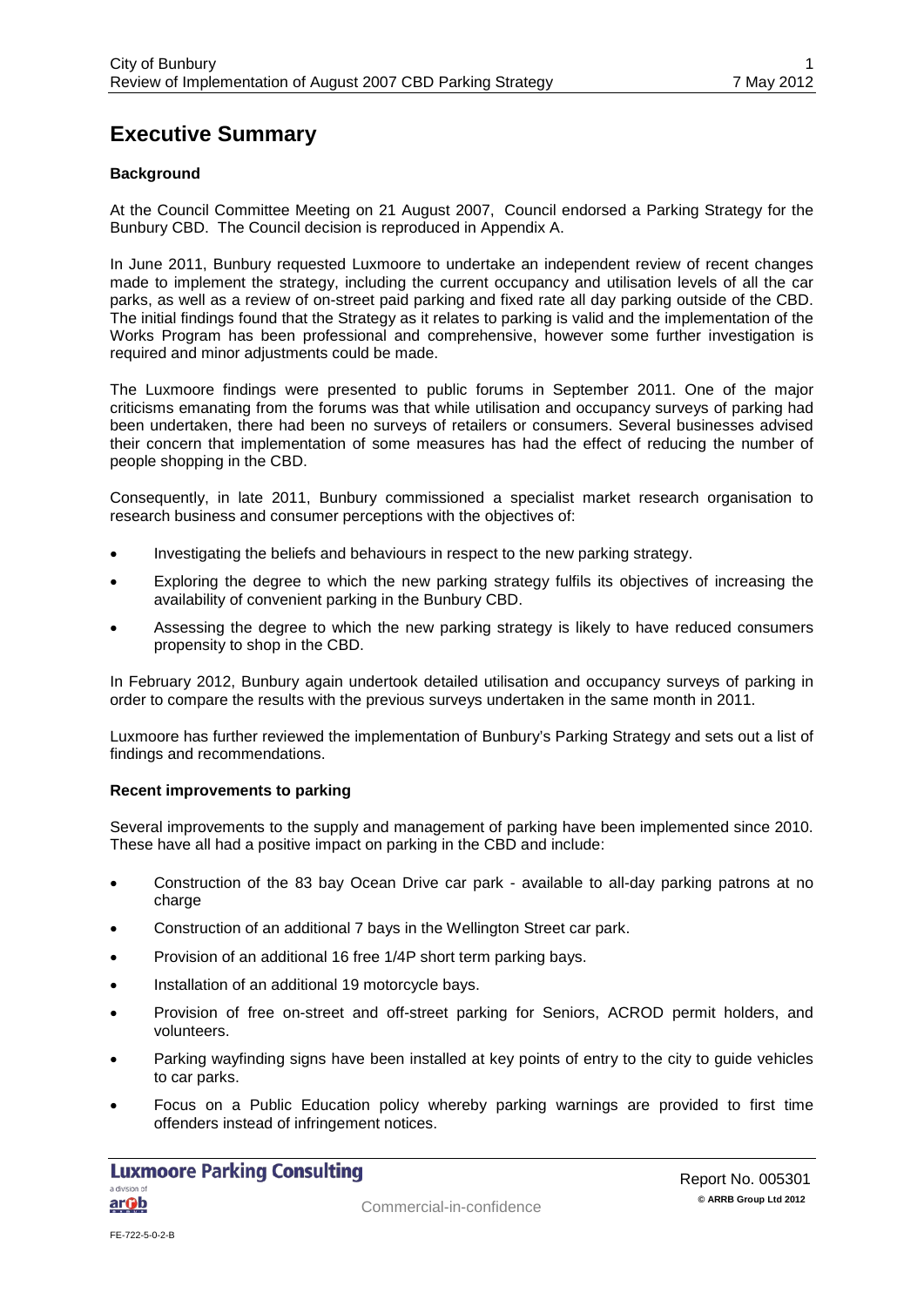# Executive Summary

**Background**

At the Council Committee Meeting on 21 August 2007, Council endorsed a Parking Strategy for the Bunbury CBD. The Council decision is reproduced in Appendix A.

In June 2011, Bunbury requested Luxmoore to undertake an independent review of recent changes made to implement the strategy, including the current occupancy and utilisation levels of all the car parks, as well as a review of on-street paid parking and fixed rate all day parking outside of the CBD. The initial findings found that the Strategy as it relates to parking is valid and the implementation of the Works Program has been professional and comprehensive, however some further investigation is required and minor adjustments could be made.

The Luxmoore findings were presented to public forums in September 2011. One of the major criticisms emanating from the forums was that while utilisation and occupancy surveys of parking had been undertaken, there had been no surveys of retailers or consumers. Several businesses advised their concern that implementation of some measures has had the effect of reducing the number of people shopping in the CBD.

Consequently, in late 2011, Bunbury commissioned a specialist market research organisation to research business and consumer perceptions with the objectives of:

- Investigating the beliefs and behaviours in respect to the new parking strategy.
- Exploring the degree to which the new parking strategy fulfils its objectives of increasing the availability of convenient parking in the Bunbury CBD.
- Assessing the degree to which the new parking strategy is likely to have reduced consumers propensity to shop in the CBD.

In February 2012, Bunbury again undertook detailed utilisation and occupancy surveys of parking in order to compare the results with the previous surveys undertaken in the same month in 2011.

Luxmoore has further reviewed the implementation of Bunbury's Parking Strategy and sets out a list of findings and recommendations.

**Recent improvements to parking**

Several improvements to the supply and management of parking have been implemented since 2010. These have all had a positive impact on parking in the CBD and include:

- Construction of the 83 bay Ocean Drive car park - available to all-day parking patrons at no charge
- Construction of an additional 7 bays in the Wellington Street car park.
- Provision of an additional 16 free 1/4P short term parking bays.
- Installation of an additional 19 motorcycle bays.
- Provision of free on-street and off-street parking for Seniors, ACROD permit holders, and volunteers.
- Parking wayfinding signs have been installed at key points of entry to the city to guide vehicles to car parks.
- Focus on a Public Education policy whereby parking warnings are provided to first time offenders instead of infringement notices.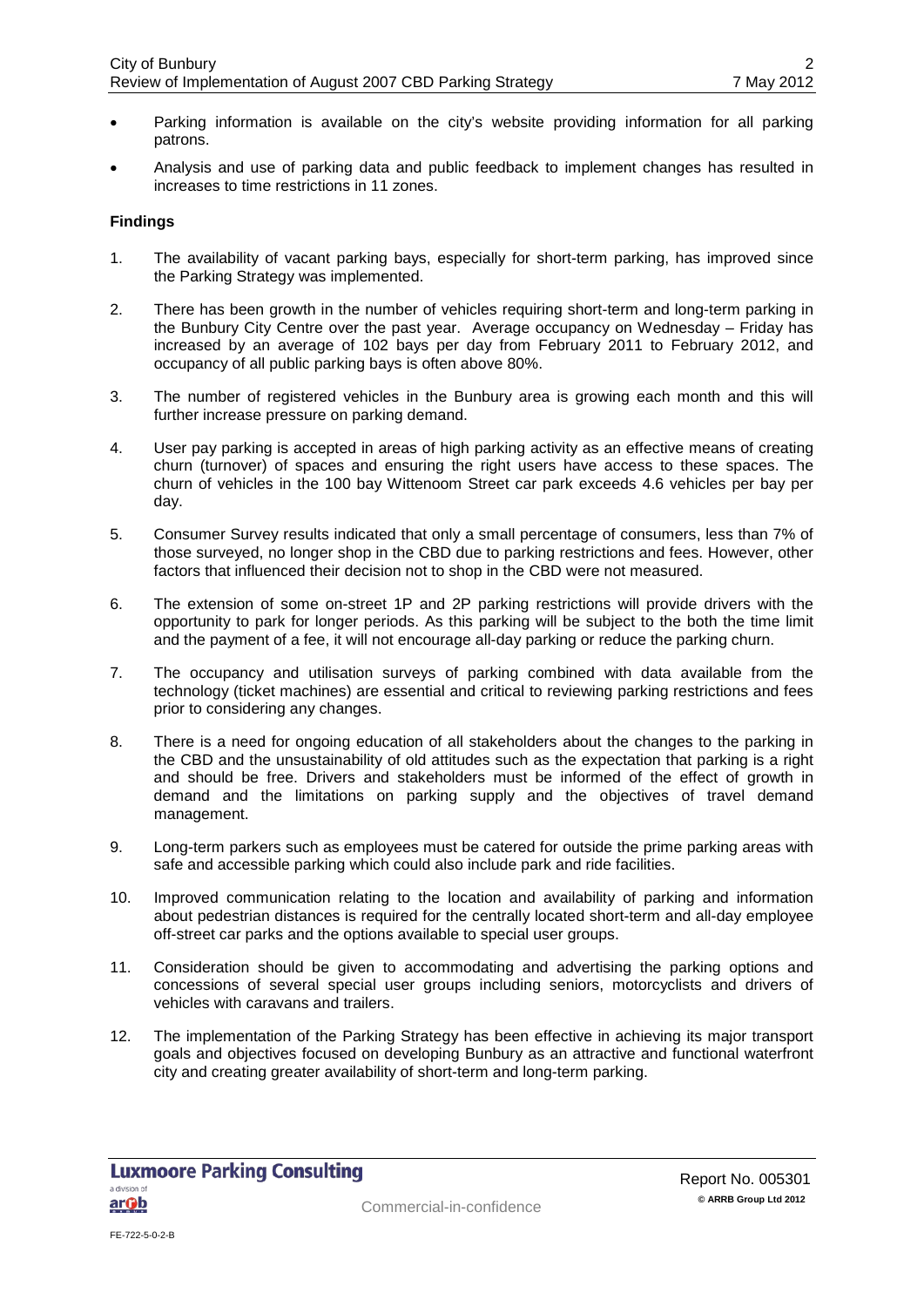- Parking information is available on the city's website providing information for all parking patrons.
- Analysis and use of parking data and public feedback to implement changes has resulted in increases to time restrictions in 11 zones.

**Findings**

1. The availability of vacant parking bays, especially for short-term parking, has improved since the Parking Strategy was implemented.
2. There has been growth in the number of vehicles requiring short-term and long-term parking in the Bunbury City Centre over the past year. Average occupancy on Wednesday – Friday has increased by an average of 102 bays per day from February 2011 to February 2012, and occupancy of all public parking bays is often above 80%.
3. The number of registered vehicles in the Bunbury area is growing each month and this will further increase pressure on parking demand.
4. User pay parking is accepted in areas of high parking activity as an effective means of creating churn (turnover) of spaces and ensuring the right users have access to these spaces. The churn of vehicles in the 100 bay Wittenoom Street car park exceeds 4.6 vehicles per bay per day.
5. Consumer Survey results indicated that only a small percentage of consumers, less than 7% of those surveyed, no longer shop in the CBD due to parking restrictions and fees. However, other factors that influenced their decision not to shop in the CBD were not measured.
6. The extension of some on-street 1P and 2P parking restrictions will provide drivers with the opportunity to park for longer periods. As this parking will be subject to the both the time limit and the payment of a fee, it will not encourage all-day parking or reduce the parking churn.
7. The occupancy and utilisation surveys of parking combined with data available from the technology (ticket machines) are essential and critical to reviewing parking restrictions and fees prior to considering any changes.
8. There is a need for ongoing education of all stakeholders about the changes to the parking in the CBD and the unsustainability of old attitudes such as the expectation that parking is a right and should be free. Drivers and stakeholders must be informed of the effect of growth in demand and the limitations on parking supply and the objectives of travel demand management.
9. Long-term parkers such as employees must be catered for outside the prime parking areas with safe and accessible parking which could also include park and ride facilities.
10. Improved communication relating to the location and availability of parking and information about pedestrian distances is required for the centrally located short-term and all-day employee off-street car parks and the options available to special user groups.
11. Consideration should be given to accommodating and advertising the parking options and concessions of several special user groups including seniors, motorcyclists and drivers of vehicles with caravans and trailers.
12. The implementation of the Parking Strategy has been effective in achieving its major transport goals and objectives focused on developing Bunbury as an attractive and functional waterfront city and creating greater availability of short-term and long-term parking.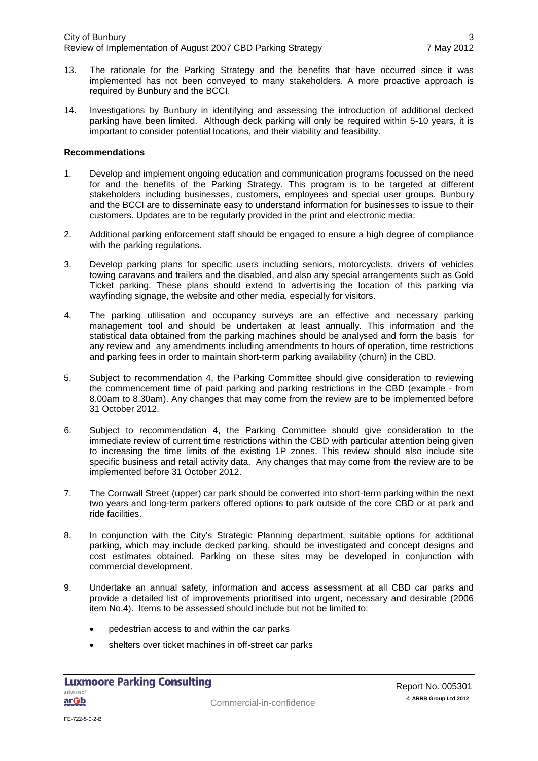13. The rationale for the Parking Strategy and the benefits that have occurred since it was implemented has not been conveyed to many stakeholders. A more proactive approach is required by Bunbury and the BCCI.

14. Investigations by Bunbury in identifying and assessing the introduction of additional decked parking have been limited. Although deck parking will only be required within 5-10 years, it is important to consider potential locations, and their viability and feasibility.

**Recommendations**

1. Develop and implement ongoing education and communication programs focussed on the need for and the benefits of the Parking Strategy. This program is to be targeted at different stakeholders including businesses, customers, employees and special user groups. Bunbury and the BCCI are to disseminate easy to understand information for businesses to issue to their customers. Updates are to be regularly provided in the print and electronic media.

2. Additional parking enforcement staff should be engaged to ensure a high degree of compliance with the parking regulations.

3. Develop parking plans for specific users including seniors, motorcyclists, drivers of vehicles towing caravans and trailers and the disabled, and also any special arrangements such as Gold Ticket parking. These plans should extend to advertising the location of this parking via wayfinding signage, the website and other media, especially for visitors.

4. The parking utilisation and occupancy surveys are an effective and necessary parking management tool and should be undertaken at least annually. This information and the statistical data obtained from the parking machines should be analysed and form the basis for any review and any amendments including amendments to hours of operation, time restrictions and parking fees in order to maintain short-term parking availability (churn) in the CBD.

5. Subject to recommendation 4, the Parking Committee should give consideration to reviewing the commencement time of paid parking and parking restrictions in the CBD (example - from 8.00am to 8.30am). Any changes that may come from the review are to be implemented before 31 October 2012.

6. Subject to recommendation 4, the Parking Committee should give consideration to the immediate review of current time restrictions within the CBD with particular attention being given to increasing the time limits of the existing 1P zones. This review should also include site specific business and retail activity data. Any changes that may come from the review are to be implemented before 31 October 2012.

7. The Cornwall Street (upper) car park should be converted into short-term parking within the next two years and long-term parkers offered options to park outside of the core CBD or at park and ride facilities.

8. In conjunction with the City's Strategic Planning department, suitable options for additional parking, which may include decked parking, should be investigated and concept designs and cost estimates obtained. Parking on these sites may be developed in conjunction with commercial development.

9. Undertake an annual safety, information and access assessment at all CBD car parks and provide a detailed list of improvements prioritised into urgent, necessary and desirable (2006 item No.4). Items to be assessed should include but not be limited to:

   - pedestrian access to and within the car parks
   - shelters over ticket machines in off-street car parks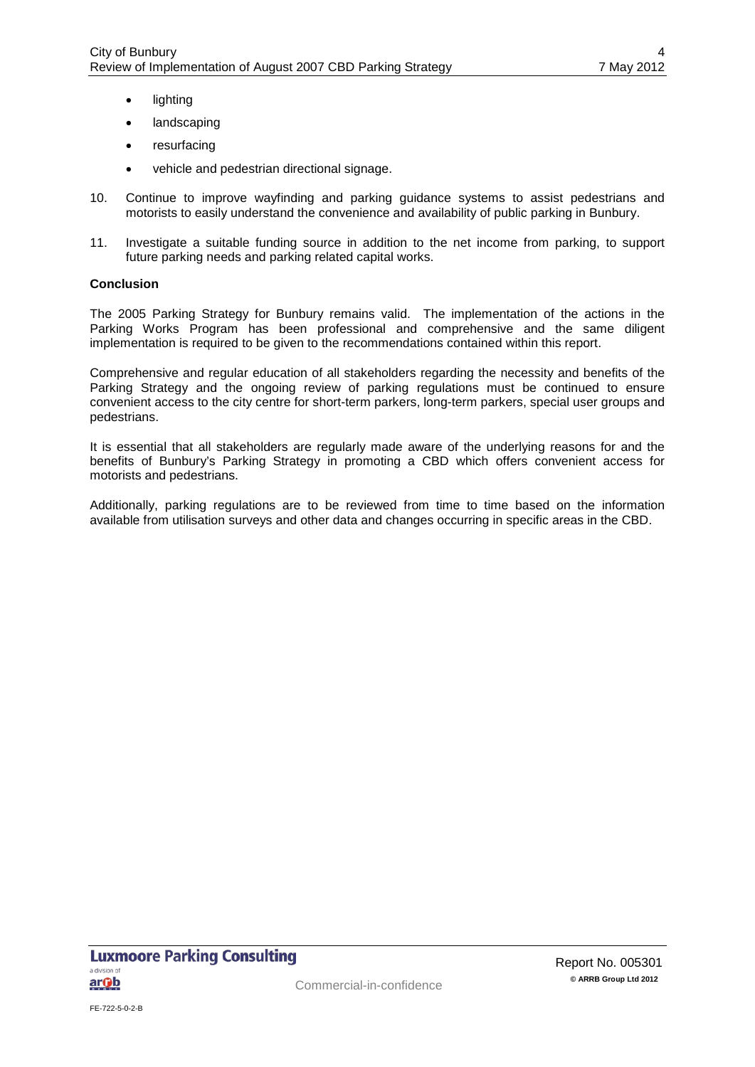- lighting
- landscaping
- resurfacing
- vehicle and pedestrian directional signage.

10. Continue to improve wayfinding and parking guidance systems to assist pedestrians and motorists to easily understand the convenience and availability of public parking in Bunbury.

11. Investigate a suitable funding source in addition to the net income from parking, to support future parking needs and parking related capital works.

**Conclusion**

The 2005 Parking Strategy for Bunbury remains valid. The implementation of the actions in the Parking Works Program has been professional and comprehensive and the same diligent implementation is required to be given to the recommendations contained within this report.

Comprehensive and regular education of all stakeholders regarding the necessity and benefits of the Parking Strategy and the ongoing review of parking regulations must be continued to ensure convenient access to the city centre for short-term parkers, long-term parkers, special user groups and pedestrians.

It is essential that all stakeholders are regularly made aware of the underlying reasons for and the benefits of Bunbury's Parking Strategy in promoting a CBD which offers convenient access for motorists and pedestrians.

Additionally, parking regulations are to be reviewed from time to time based on the information available from utilisation surveys and other data and changes occurring in specific areas in the CBD.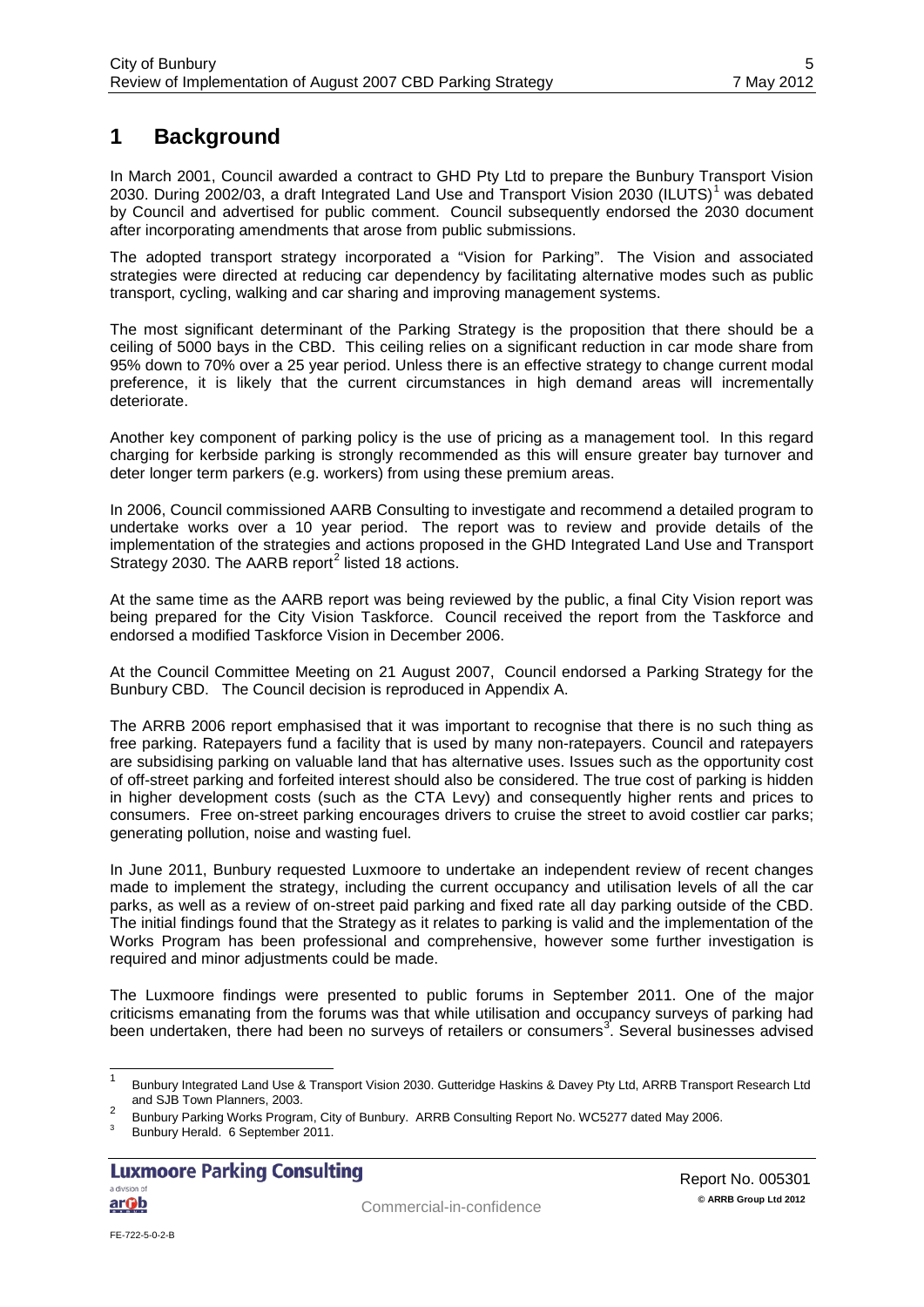# 1 Background

In March 2001, Council awarded a contract to GHD Pty Ltd to prepare the Bunbury Transport Vision 2030. During 2002/03, a draft Integrated Land Use and Transport Vision 2030 (ILUTS)[1] was debated by Council and advertised for public comment. Council subsequently endorsed the 2030 document after incorporating amendments that arose from public submissions.

The adopted transport strategy incorporated a "Vision for Parking". The Vision and associated strategies were directed at reducing car dependency by facilitating alternative modes such as public transport, cycling, walking and car sharing and improving management systems.

The most significant determinant of the Parking Strategy is the proposition that there should be a ceiling of 5000 bays in the CBD. This ceiling relies on a significant reduction in car mode share from 95% down to 70% over a 25 year period. Unless there is an effective strategy to change current modal preference, it is likely that the current circumstances in high demand areas will incrementally deteriorate.

Another key component of parking policy is the use of pricing as a management tool. In this regard charging for kerbside parking is strongly recommended as this will ensure greater bay turnover and deter longer term parkers (e.g. workers) from using these premium areas.

In 2006, Council commissioned AARB Consulting to investigate and recommend a detailed program to undertake works over a 10 year period. The report was to review and provide details of the implementation of the strategies and actions proposed in the GHD Integrated Land Use and Transport Strategy 2030. The AARB report[2] listed 18 actions.

At the same time as the AARB report was being reviewed by the public, a final City Vision report was being prepared for the City Vision Taskforce. Council received the report from the Taskforce and endorsed a modified Taskforce Vision in December 2006.

At the Council Committee Meeting on 21 August 2007, Council endorsed a Parking Strategy for the Bunbury CBD. The Council decision is reproduced in Appendix A.

The ARRB 2006 report emphasised that it was important to recognise that there is no such thing as free parking. Ratepayers fund a facility that is used by many non-ratepayers. Council and ratepayers are subsidising parking on valuable land that has alternative uses. Issues such as the opportunity cost of off-street parking and forfeited interest should also be considered. The true cost of parking is hidden in higher development costs (such as the CTA Levy) and consequently higher rents and prices to consumers. Free on-street parking encourages drivers to cruise the street to avoid costlier car parks; generating pollution, noise and wasting fuel.

In June 2011, Bunbury requested Luxmoore to undertake an independent review of recent changes made to implement the strategy, including the current occupancy and utilisation levels of all the car parks, as well as a review of on-street paid parking and fixed rate all day parking outside of the CBD. The initial findings found that the Strategy as it relates to parking is valid and the implementation of the Works Program has been professional and comprehensive, however some further investigation is required and minor adjustments could be made.

The Luxmoore findings were presented to public forums in September 2011. One of the major criticisms emanating from the forums was that while utilisation and occupancy surveys of parking had been undertaken, there had been no surveys of retailers or consumers[3]. Several businesses advised

---

[1] Bunbury Integrated Land Use & Transport Vision 2030. Gutteridge Haskins & Davey Pty Ltd, ARRB Transport Research Ltd and SJB Town Planners, 2003.

[2] Bunbury Parking Works Program, City of Bunbury. ARRB Consulting Report No. WC5277 dated May 2006.

[3] Bunbury Herald. 6 September 2011.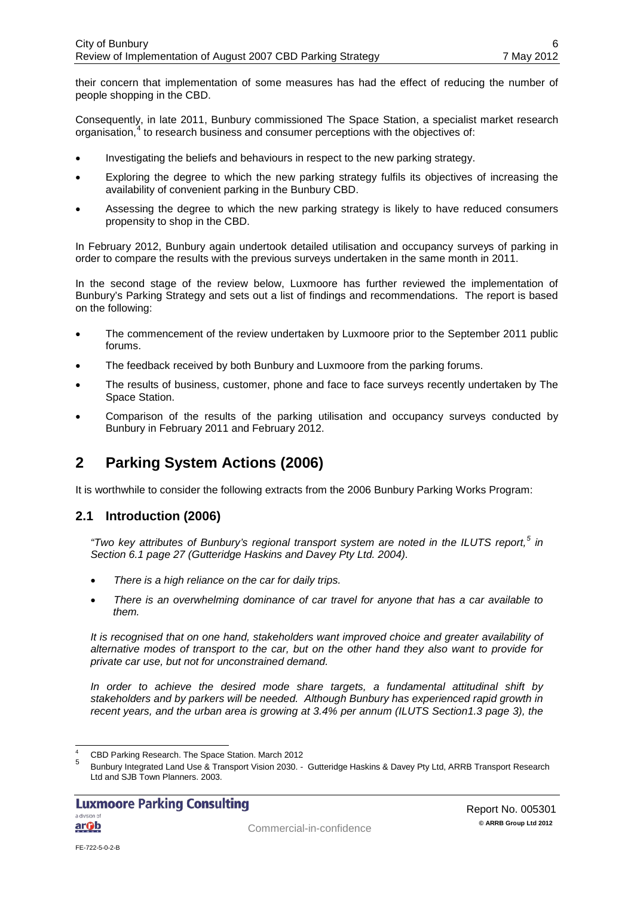their concern that implementation of some measures has had the effect of reducing the number of people shopping in the CBD.

Consequently, in late 2011, Bunbury commissioned The Space Station, a specialist market research organisation,[4] to research business and consumer perceptions with the objectives of:

- Investigating the beliefs and behaviours in respect to the new parking strategy.
- Exploring the degree to which the new parking strategy fulfils its objectives of increasing the availability of convenient parking in the Bunbury CBD.
- Assessing the degree to which the new parking strategy is likely to have reduced consumers propensity to shop in the CBD.

In February 2012, Bunbury again undertook detailed utilisation and occupancy surveys of parking in order to compare the results with the previous surveys undertaken in the same month in 2011.

In the second stage of the review below, Luxmoore has further reviewed the implementation of Bunbury's Parking Strategy and sets out a list of findings and recommendations. The report is based on the following:

- The commencement of the review undertaken by Luxmoore prior to the September 2011 public forums.
- The feedback received by both Bunbury and Luxmoore from the parking forums.
- The results of business, customer, phone and face to face surveys recently undertaken by The Space Station.
- Comparison of the results of the parking utilisation and occupancy surveys conducted by Bunbury in February 2011 and February 2012.

# 2 Parking System Actions (2006)

It is worthwhile to consider the following extracts from the 2006 Bunbury Parking Works Program:

## 2.1 Introduction (2006)

*"Two key attributes of Bunbury's regional transport system are noted in the ILUTS report,[5] in Section 6.1 page 27 (Gutteridge Haskins and Davey Pty Ltd. 2004).*

- *There is a high reliance on the car for daily trips.*
- *There is an overwhelming dominance of car travel for anyone that has a car available to them.*

*It is recognised that on one hand, stakeholders want improved choice and greater availability of alternative modes of transport to the car, but on the other hand they also want to provide for private car use, but not for unconstrained demand.*

*In order to achieve the desired mode share targets, a fundamental attitudinal shift by stakeholders and by parkers will be needed. Although Bunbury has experienced rapid growth in recent years, and the urban area is growing at 3.4% per annum (ILUTS Section1.3 page 3), the*

---

[4] CBD Parking Research. The Space Station. March 2012

[5] Bunbury Integrated Land Use & Transport Vision 2030. - Gutteridge Haskins & Davey Pty Ltd, ARRB Transport Research Ltd and SJB Town Planners. 2003.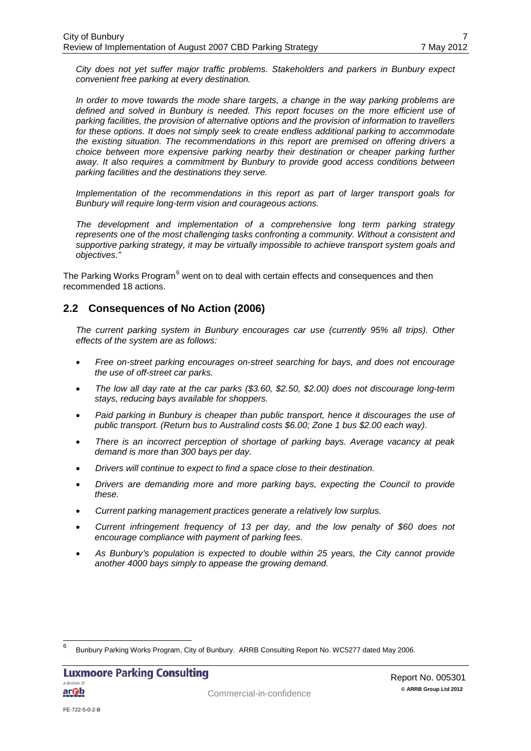*City does not yet suffer major traffic problems. Stakeholders and parkers in Bunbury expect convenient free parking at every destination.*

*In order to move towards the mode share targets, a change in the way parking problems are defined and solved in Bunbury is needed. This report focuses on the more efficient use of parking facilities, the provision of alternative options and the provision of information to travellers for these options. It does not simply seek to create endless additional parking to accommodate the existing situation. The recommendations in this report are premised on offering drivers a choice between more expensive parking nearby their destination or cheaper parking further away. It also requires a commitment by Bunbury to provide good access conditions between parking facilities and the destinations they serve.*

*Implementation of the recommendations in this report as part of larger transport goals for Bunbury will require long-term vision and courageous actions.*

*The development and implementation of a comprehensive long term parking strategy represents one of the most challenging tasks confronting a community. Without a consistent and supportive parking strategy, it may be virtually impossible to achieve transport system goals and objectives."*

The Parking Works Program[6] went on to deal with certain effects and consequences and then recommended 18 actions.

## 2.2 Consequences of No Action (2006)

*The current parking system in Bunbury encourages car use (currently 95% all trips). Other effects of the system are as follows:*

- *Free on-street parking encourages on-street searching for bays, and does not encourage the use of off-street car parks.*
- *The low all day rate at the car parks ($3.60, $2.50, $2.00) does not discourage long-term stays, reducing bays available for shoppers.*
- *Paid parking in Bunbury is cheaper than public transport, hence it discourages the use of public transport. (Return bus to Australind costs $6.00; Zone 1 bus $2.00 each way).*
- *There is an incorrect perception of shortage of parking bays. Average vacancy at peak demand is more than 300 bays per day.*
- *Drivers will continue to expect to find a space close to their destination.*
- *Drivers are demanding more and more parking bays, expecting the Council to provide these.*
- *Current parking management practices generate a relatively low surplus.*
- *Current infringement frequency of 13 per day, and the low penalty of $60 does not encourage compliance with payment of parking fees.*
- *As Bunbury's population is expected to double within 25 years, the City cannot provide another 4000 bays simply to appease the growing demand.*

---

[6] Bunbury Parking Works Program, City of Bunbury. ARRB Consulting Report No. WC5277 dated May 2006.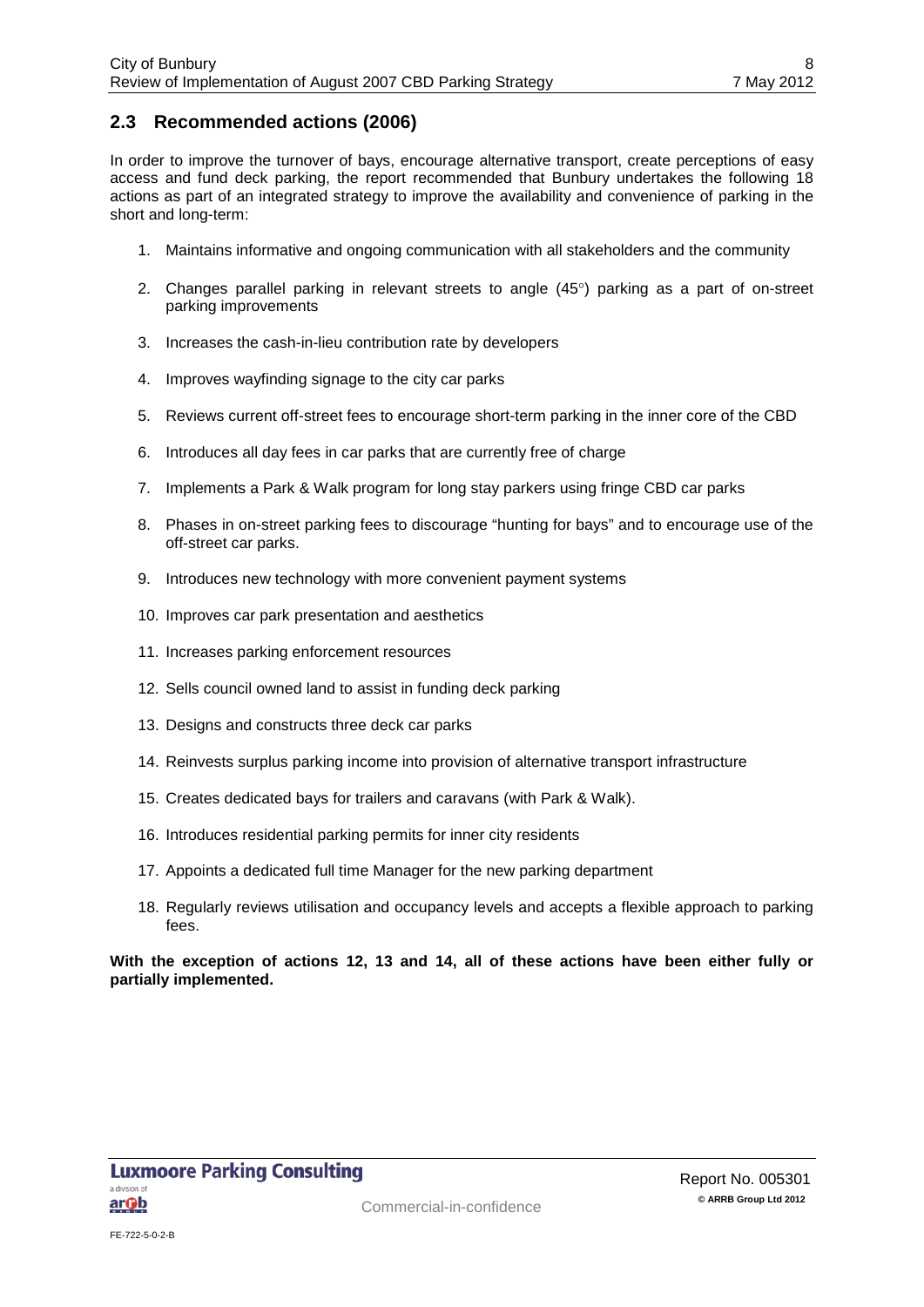## 2.3 Recommended actions (2006)

In order to improve the turnover of bays, encourage alternative transport, create perceptions of easy access and fund deck parking, the report recommended that Bunbury undertakes the following 18 actions as part of an integrated strategy to improve the availability and convenience of parking in the short and long-term:

1. Maintains informative and ongoing communication with all stakeholders and the community
2. Changes parallel parking in relevant streets to angle (45°) parking as a part of on-street parking improvements
3. Increases the cash-in-lieu contribution rate by developers
4. Improves wayfinding signage to the city car parks
5. Reviews current off-street fees to encourage short-term parking in the inner core of the CBD
6. Introduces all day fees in car parks that are currently free of charge
7. Implements a Park & Walk program for long stay parkers using fringe CBD car parks
8. Phases in on-street parking fees to discourage "hunting for bays" and to encourage use of the off-street car parks.
9. Introduces new technology with more convenient payment systems
10. Improves car park presentation and aesthetics
11. Increases parking enforcement resources
12. Sells council owned land to assist in funding deck parking
13. Designs and constructs three deck car parks
14. Reinvests surplus parking income into provision of alternative transport infrastructure
15. Creates dedicated bays for trailers and caravans (with Park & Walk).
16. Introduces residential parking permits for inner city residents
17. Appoints a dedicated full time Manager for the new parking department
18. Regularly reviews utilisation and occupancy levels and accepts a flexible approach to parking fees.

**With the exception of actions 12, 13 and 14, all of these actions have been either fully or partially implemented.**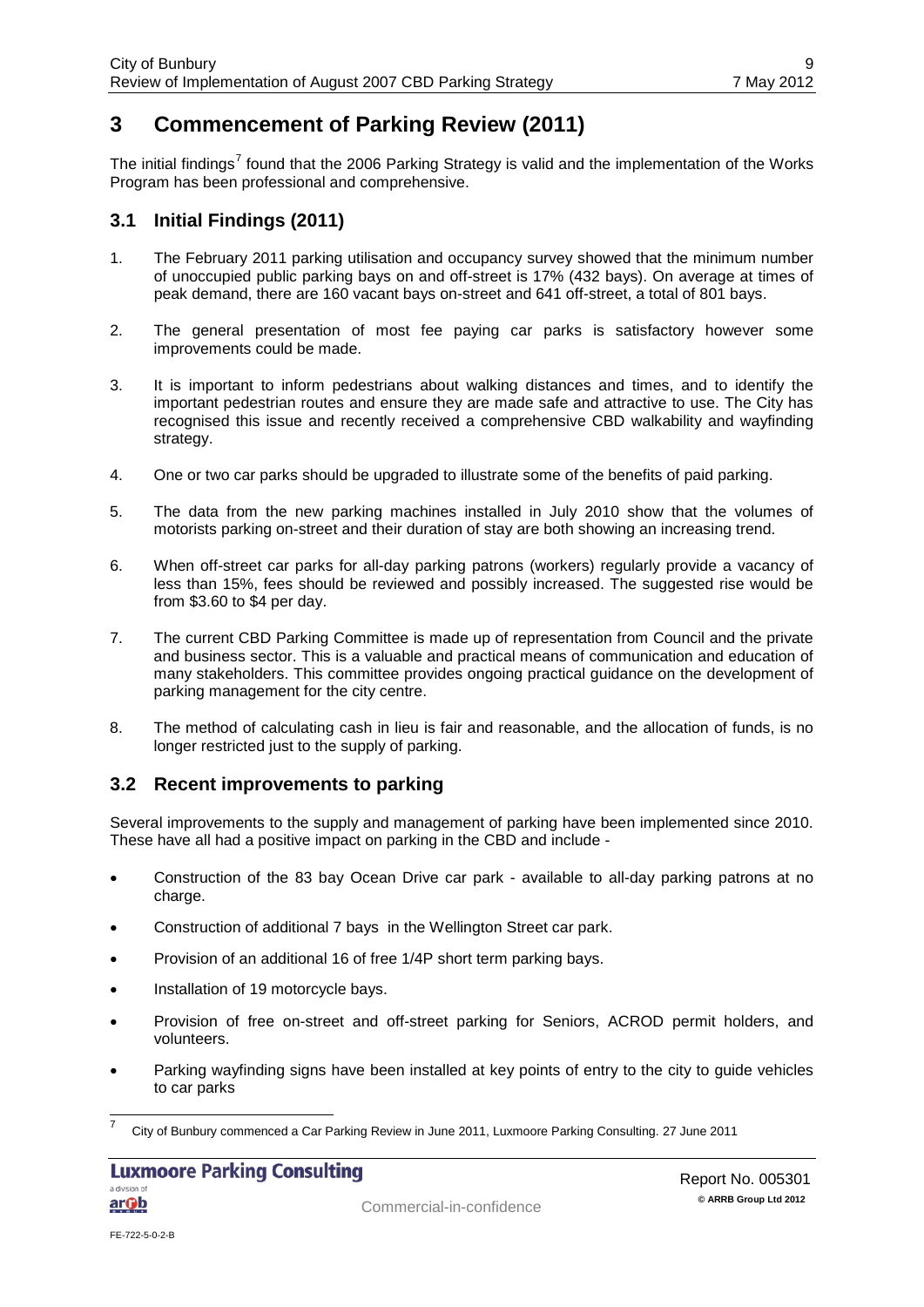# 3 Commencement of Parking Review (2011)

The initial findings[7] found that the 2006 Parking Strategy is valid and the implementation of the Works Program has been professional and comprehensive.

## 3.1 Initial Findings (2011)

1. The February 2011 parking utilisation and occupancy survey showed that the minimum number of unoccupied public parking bays on and off-street is 17% (432 bays). On average at times of peak demand, there are 160 vacant bays on-street and 641 off-street, a total of 801 bays.

2. The general presentation of most fee paying car parks is satisfactory however some improvements could be made.

3. It is important to inform pedestrians about walking distances and times, and to identify the important pedestrian routes and ensure they are made safe and attractive to use. The City has recognised this issue and recently received a comprehensive CBD walkability and wayfinding strategy.

4. One or two car parks should be upgraded to illustrate some of the benefits of paid parking.

5. The data from the new parking machines installed in July 2010 show that the volumes of motorists parking on-street and their duration of stay are both showing an increasing trend.

6. When off-street car parks for all-day parking patrons (workers) regularly provide a vacancy of less than 15%, fees should be reviewed and possibly increased. The suggested rise would be from $3.60 to $4 per day.

7. The current CBD Parking Committee is made up of representation from Council and the private and business sector. This is a valuable and practical means of communication and education of many stakeholders. This committee provides ongoing practical guidance on the development of parking management for the city centre.

8. The method of calculating cash in lieu is fair and reasonable, and the allocation of funds, is no longer restricted just to the supply of parking.

## 3.2 Recent improvements to parking

Several improvements to the supply and management of parking have been implemented since 2010. These have all had a positive impact on parking in the CBD and include -

- Construction of the 83 bay Ocean Drive car park - available to all-day parking patrons at no charge.
- Construction of additional 7 bays in the Wellington Street car park.
- Provision of an additional 16 of free 1/4P short term parking bays.
- Installation of 19 motorcycle bays.
- Provision of free on-street and off-street parking for Seniors, ACROD permit holders, and volunteers.
- Parking wayfinding signs have been installed at key points of entry to the city to guide vehicles to car parks

[7] City of Bunbury commenced a Car Parking Review in June 2011, Luxmoore Parking Consulting. 27 June 2011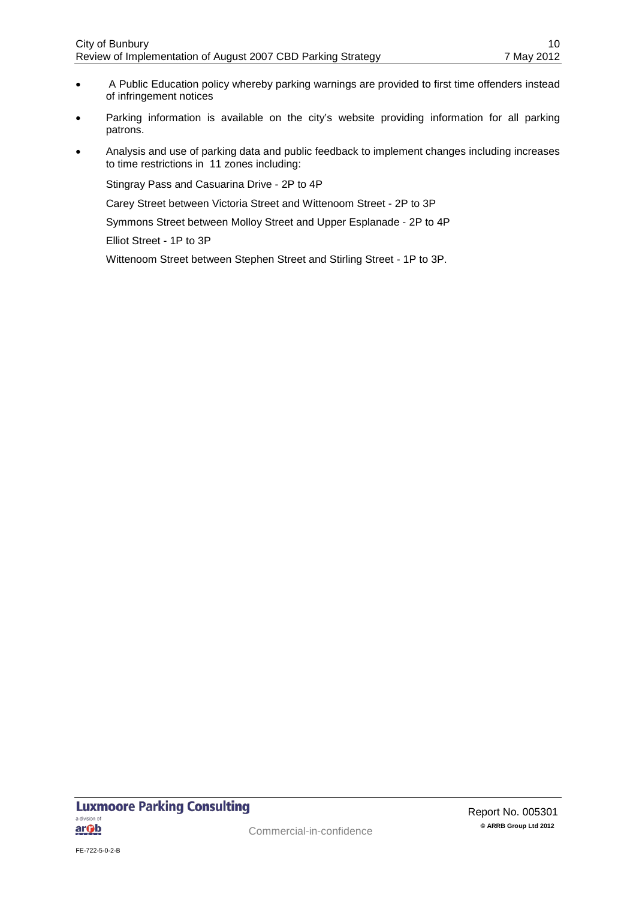- A Public Education policy whereby parking warnings are provided to first time offenders instead of infringement notices
- Parking information is available on the city's website providing information for all parking patrons.
- Analysis and use of parking data and public feedback to implement changes including increases to time restrictions in 11 zones including:

  Stingray Pass and Casuarina Drive - 2P to 4P

  Carey Street between Victoria Street and Wittenoom Street - 2P to 3P

  Symmons Street between Molloy Street and Upper Esplanade - 2P to 4P

  Elliot Street - 1P to 3P

  Wittenoom Street between Stephen Street and Stirling Street - 1P to 3P.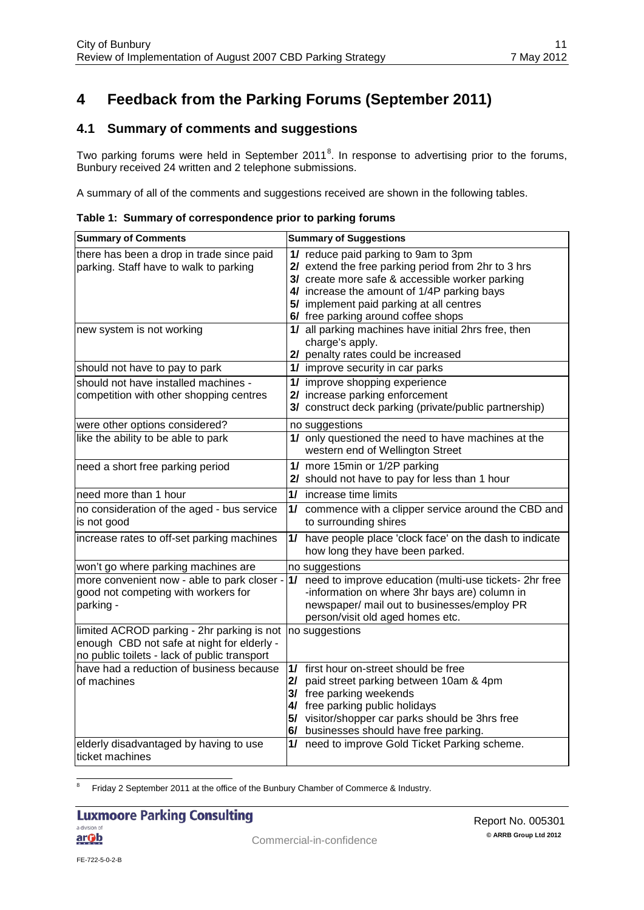# 4 Feedback from the Parking Forums (September 2011)

## 4.1 Summary of comments and suggestions

Two parking forums were held in September 2011[8]. In response to advertising prior to the forums, Bunbury received 24 written and 2 telephone submissions.

A summary of all of the comments and suggestions received are shown in the following tables.

**Table 1: Summary of correspondence prior to parking forums**

| Summary of Comments | Summary of Suggestions |
|---|---|
| there has been a drop in trade since paid parking. Staff have to walk to parking | **1/** reduce paid parking to 9am to 3pm<br>**2/** extend the free parking period from 2hr to 3 hrs<br>**3/** create more safe & accessible worker parking<br>**4/** increase the amount of 1/4P parking bays<br>**5/** implement paid parking at all centres<br>**6/** free parking around coffee shops |
| new system is not working | **1/** all parking machines have initial 2hrs free, then charge's apply.<br>**2/** penalty rates could be increased |
| should not have to pay to park | **1/** improve security in car parks |
| should not have installed machines - competition with other shopping centres | **1/** improve shopping experience<br>**2/** increase parking enforcement<br>**3/** construct deck parking (private/public partnership) |
| were other options considered? | no suggestions |
| like the ability to be able to park | **1/** only questioned the need to have machines at the western end of Wellington Street |
| need a short free parking period | **1/** more 15min or 1/2P parking<br>**2/** should not have to pay for less than 1 hour |
| need more than 1 hour | **1/** increase time limits |
| no consideration of the aged - bus service is not good | **1/** commence with a clipper service around the CBD and to surrounding shires |
| increase rates to off-set parking machines | **1/** have people place 'clock face' on the dash to indicate how long they have been parked. |
| won't go where parking machines are | no suggestions |
| more convenient now - able to park closer - good not competing with workers for parking - | **1/** need to improve education (multi-use tickets- 2hr free -information on where 3hr bays are) column in newspaper/ mail out to businesses/employ PR person/visit old aged homes etc. |
| limited ACROD parking - 2hr parking is not enough CBD not safe at night for elderly - no public toilets - lack of public transport | no suggestions |
| have had a reduction of business because of machines | **1/** first hour on-street should be free<br>**2/** paid street parking between 10am & 4pm<br>**3/** free parking weekends<br>**4/** free parking public holidays<br>**5/** visitor/shopper car parks should be 3hrs free<br>**6/** businesses should have free parking. |
| elderly disadvantaged by having to use ticket machines | **1/** need to improve Gold Ticket Parking scheme. |

[8] Friday 2 September 2011 at the office of the Bunbury Chamber of Commerce & Industry.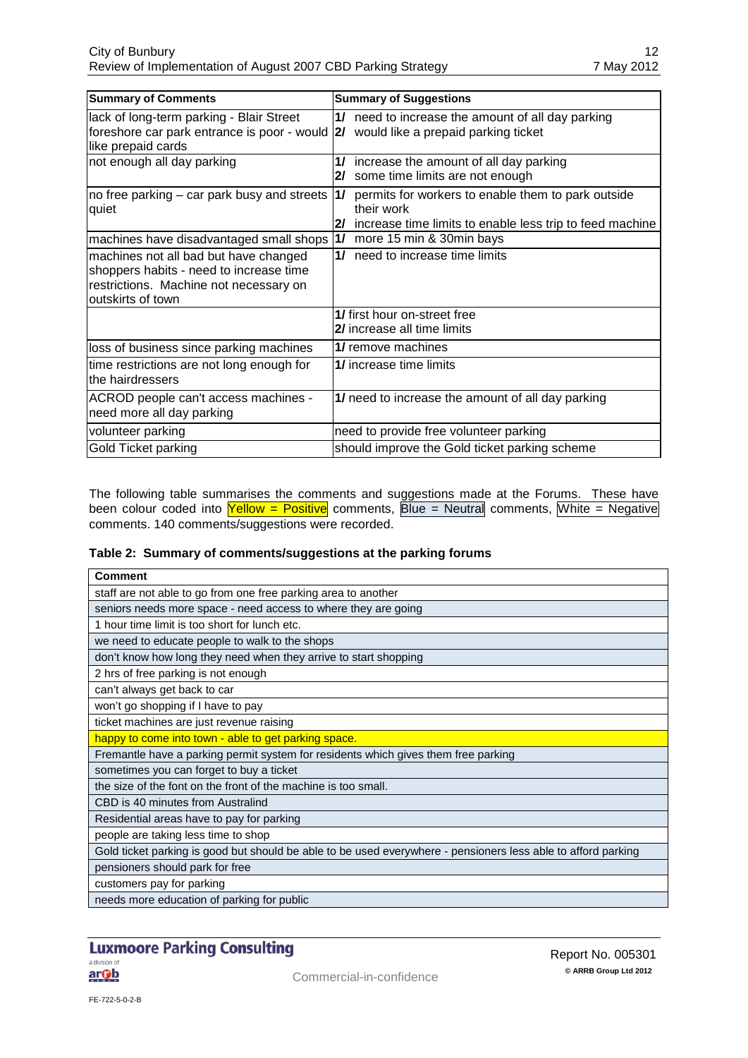| Summary of Comments | Summary of Suggestions |
|---|---|
| lack of long-term parking - Blair Street foreshore car park entrance is poor - would like prepaid cards | **1/** need to increase the amount of all day parking<br>**2/** would like a prepaid parking ticket |
| not enough all day parking | **1/** increase the amount of all day parking<br>**2/** some time limits are not enough |
| no free parking – car park busy and streets quiet | **1/** permits for workers to enable them to park outside their work<br>**2/** increase time limits to enable less trip to feed machine |
| machines have disadvantaged small shops | **1/** more 15 min & 30min bays |
| machines not all bad but have changed shoppers habits - need to increase time restrictions. Machine not necessary on outskirts of town | **1/** need to increase time limits |
| | **1/** first hour on-street free<br>**2/** increase all time limits |
| loss of business since parking machines | **1/** remove machines |
| time restrictions are not long enough for the hairdressers | **1/** increase time limits |
| ACROD people can't access machines - need more all day parking | **1/** need to increase the amount of all day parking |
| volunteer parking | need to provide free volunteer parking |
| Gold Ticket parking | should improve the Gold ticket parking scheme |

The following table summarises the comments and suggestions made at the Forums. These have been colour coded into Yellow = Positive comments, Blue = Neutral comments, White = Negative comments. 140 comments/suggestions were recorded.

**Table 2: Summary of comments/suggestions at the parking forums**

| Comment |
|---|
| staff are not able to go from one free parking area to another |
| seniors needs more space - need access to where they are going |
| 1 hour time limit is too short for lunch etc. |
| we need to educate people to walk to the shops |
| don't know how long they need when they arrive to start shopping |
| 2 hrs of free parking is not enough |
| can't always get back to car |
| won't go shopping if I have to pay |
| ticket machines are just revenue raising |
| happy to come into town - able to get parking space. |
| Fremantle have a parking permit system for residents which gives them free parking |
| sometimes you can forget to buy a ticket |
| the size of the font on the front of the machine is too small. |
| CBD is 40 minutes from Australind |
| Residential areas have to pay for parking |
| people are taking less time to shop |
| Gold ticket parking is good but should be able to be used everywhere - pensioners less able to afford parking |
| pensioners should park for free |
| customers pay for parking |
| needs more education of parking for public |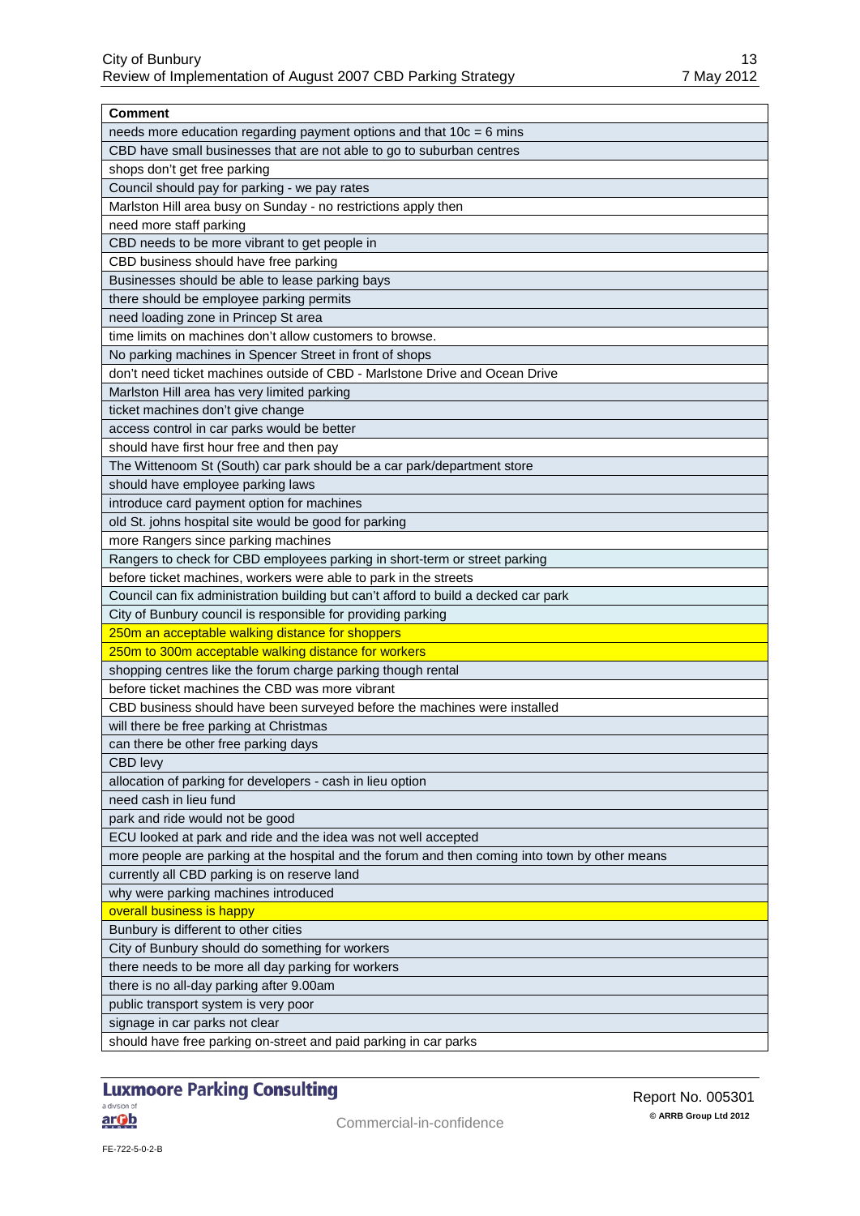| Comment |
| --- |
| needs more education regarding payment options and that 10c = 6 mins |
| CBD have small businesses that are not able to go to suburban centres |
| shops don't get free parking |
| Council should pay for parking - we pay rates |
| Marlston Hill area busy on Sunday - no restrictions apply then |
| need more staff parking |
| CBD needs to be more vibrant to get people in |
| CBD business should have free parking |
| Businesses should be able to lease parking bays |
| there should be employee parking permits |
| need loading zone in Princep St area |
| time limits on machines don't allow customers to browse. |
| No parking machines in Spencer Street in front of shops |
| don't need ticket machines outside of CBD - Marlstone Drive and Ocean Drive |
| Marlston Hill area has very limited parking |
| ticket machines don't give change |
| access control in car parks would be better |
| should have first hour free and then pay |
| The Wittenoom St (South) car park should be a car park/department store |
| should have employee parking laws |
| introduce card payment option for machines |
| old St. johns hospital site would be good for parking |
| more Rangers since parking machines |
| Rangers to check for CBD employees parking in short-term or street parking |
| before ticket machines, workers were able to park in the streets |
| Council can fix administration building but can't afford to build a decked car park |
| City of Bunbury council is responsible for providing parking |
| 250m an acceptable walking distance for shoppers |
| 250m to 300m acceptable walking distance for workers |
| shopping centres like the forum charge parking though rental |
| before ticket machines the CBD was more vibrant |
| CBD business should have been surveyed before the machines were installed |
| will there be free parking at Christmas |
| can there be other free parking days |
| CBD levy |
| allocation of parking for developers - cash in lieu option |
| need cash in lieu fund |
| park and ride would not be good |
| ECU looked at park and ride and the idea was not well accepted |
| more people are parking at the hospital and the forum and then coming into town by other means |
| currently all CBD parking is on reserve land |
| why were parking machines introduced |
| overall business is happy |
| Bunbury is different to other cities |
| City of Bunbury should do something for workers |
| there needs to be more all day parking for workers |
| there is no all-day parking after 9.00am |
| public transport system is very poor |
| signage in car parks not clear |
| should have free parking on-street and paid parking in car parks |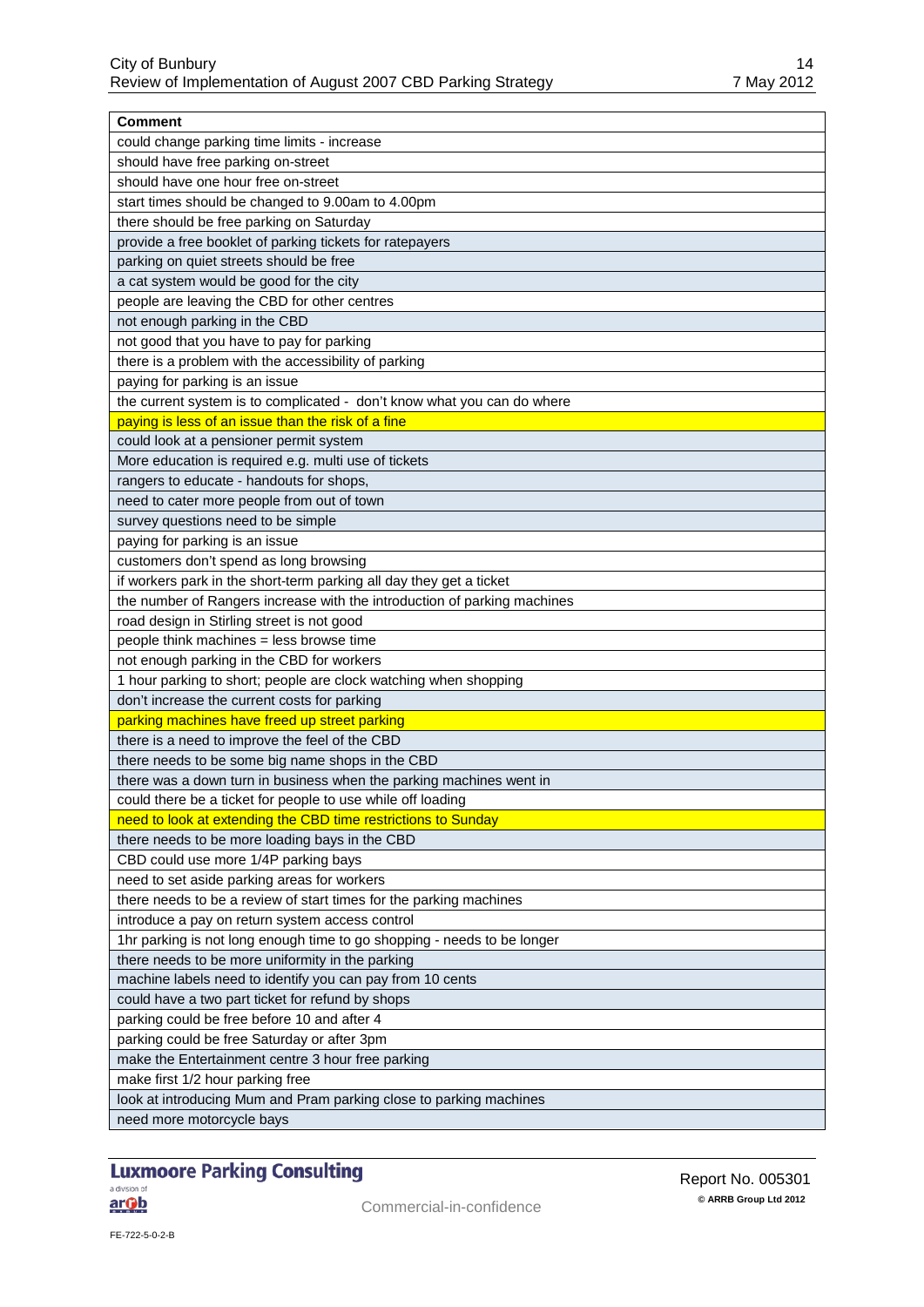| Comment |
| --- |
| could change parking time limits - increase |
| should have free parking on-street |
| should have one hour free on-street |
| start times should be changed to 9.00am to 4.00pm |
| there should be free parking on Saturday |
| provide a free booklet of parking tickets for ratepayers |
| parking on quiet streets should be free |
| a cat system would be good for the city |
| people are leaving the CBD for other centres |
| not enough parking in the CBD |
| not good that you have to pay for parking |
| there is a problem with the accessibility of parking |
| paying for parking is an issue |
| the current system is to complicated - don't know what you can do where |
| paying is less of an issue than the risk of a fine |
| could look at a pensioner permit system |
| More education is required e.g. multi use of tickets |
| rangers to educate - handouts for shops, |
| need to cater more people from out of town |
| survey questions need to be simple |
| paying for parking is an issue |
| customers don't spend as long browsing |
| if workers park in the short-term parking all day they get a ticket |
| the number of Rangers increase with the introduction of parking machines |
| road design in Stirling street is not good |
| people think machines = less browse time |
| not enough parking in the CBD for workers |
| 1 hour parking to short; people are clock watching when shopping |
| don't increase the current costs for parking |
| parking machines have freed up street parking |
| there is a need to improve the feel of the CBD |
| there needs to be some big name shops in the CBD |
| there was a down turn in business when the parking machines went in |
| could there be a ticket for people to use while off loading |
| need to look at extending the CBD time restrictions to Sunday |
| there needs to be more loading bays in the CBD |
| CBD could use more 1/4P parking bays |
| need to set aside parking areas for workers |
| there needs to be a review of start times for the parking machines |
| introduce a pay on return system access control |
| 1hr parking is not long enough time to go shopping - needs to be longer |
| there needs to be more uniformity in the parking |
| machine labels need to identify you can pay from 10 cents |
| could have a two part ticket for refund by shops |
| parking could be free before 10 and after 4 |
| parking could be free Saturday or after 3pm |
| make the Entertainment centre 3 hour free parking |
| make first 1/2 hour parking free |
| look at introducing Mum and Pram parking close to parking machines |
| need more motorcycle bays |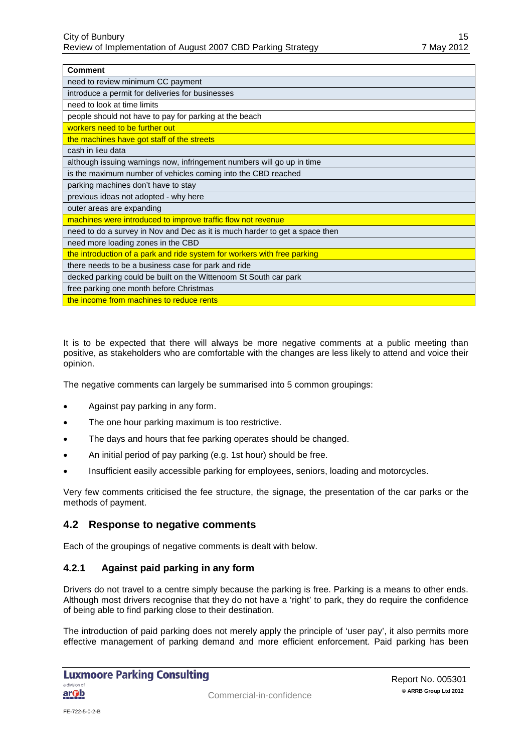| Comment |
| --- |
| need to review minimum CC payment |
| introduce a permit for deliveries for businesses |
| need to look at time limits |
| people should not have to pay for parking at the beach |
| workers need to be further out |
| the machines have got staff of the streets |
| cash in lieu data |
| although issuing warnings now, infringement numbers will go up in time |
| is the maximum number of vehicles coming into the CBD reached |
| parking machines don't have to stay |
| previous ideas not adopted - why here |
| outer areas are expanding |
| machines were introduced to improve traffic flow not revenue |
| need to do a survey in Nov and Dec as it is much harder to get a space then |
| need more loading zones in the CBD |
| the introduction of a park and ride system for workers with free parking |
| there needs to be a business case for park and ride |
| decked parking could be built on the Wittenoom St South car park |
| free parking one month before Christmas |
| the income from machines to reduce rents |

It is to be expected that there will always be more negative comments at a public meeting than positive, as stakeholders who are comfortable with the changes are less likely to attend and voice their opinion.

The negative comments can largely be summarised into 5 common groupings:

- Against pay parking in any form.
- The one hour parking maximum is too restrictive.
- The days and hours that fee parking operates should be changed.
- An initial period of pay parking (e.g. 1st hour) should be free.
- Insufficient easily accessible parking for employees, seniors, loading and motorcycles.

Very few comments criticised the fee structure, the signage, the presentation of the car parks or the methods of payment.

## 4.2 Response to negative comments

Each of the groupings of negative comments is dealt with below.

### 4.2.1 Against paid parking in any form

Drivers do not travel to a centre simply because the parking is free. Parking is a means to other ends. Although most drivers recognise that they do not have a 'right' to park, they do require the confidence of being able to find parking close to their destination.

The introduction of paid parking does not merely apply the principle of 'user pay', it also permits more effective management of parking demand and more efficient enforcement. Paid parking has been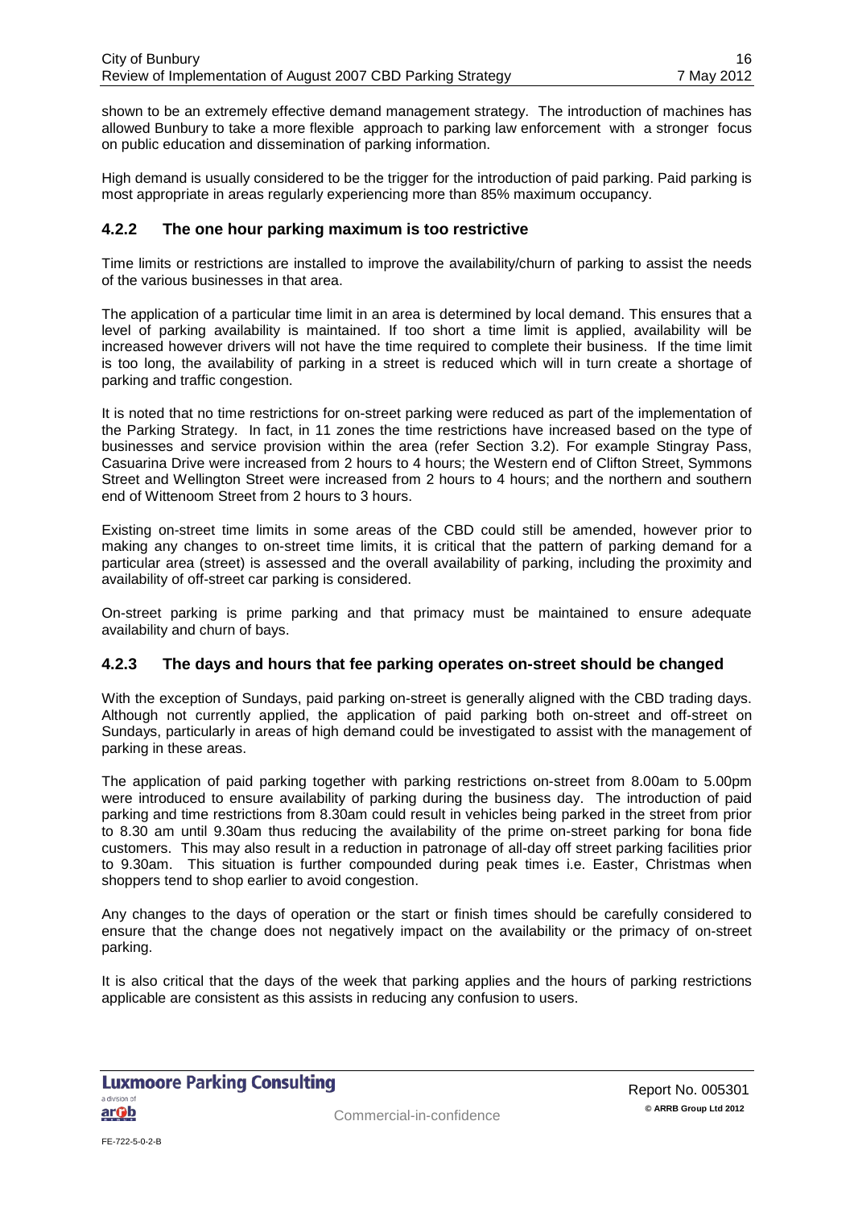shown to be an extremely effective demand management strategy. The introduction of machines has allowed Bunbury to take a more flexible approach to parking law enforcement with a stronger focus on public education and dissemination of parking information.

High demand is usually considered to be the trigger for the introduction of paid parking. Paid parking is most appropriate in areas regularly experiencing more than 85% maximum occupancy.

### 4.2.2 The one hour parking maximum is too restrictive

Time limits or restrictions are installed to improve the availability/churn of parking to assist the needs of the various businesses in that area.

The application of a particular time limit in an area is determined by local demand. This ensures that a level of parking availability is maintained. If too short a time limit is applied, availability will be increased however drivers will not have the time required to complete their business. If the time limit is too long, the availability of parking in a street is reduced which will in turn create a shortage of parking and traffic congestion.

It is noted that no time restrictions for on-street parking were reduced as part of the implementation of the Parking Strategy. In fact, in 11 zones the time restrictions have increased based on the type of businesses and service provision within the area (refer Section 3.2). For example Stingray Pass, Casuarina Drive were increased from 2 hours to 4 hours; the Western end of Clifton Street, Symmons Street and Wellington Street were increased from 2 hours to 4 hours; and the northern and southern end of Wittenoom Street from 2 hours to 3 hours.

Existing on-street time limits in some areas of the CBD could still be amended, however prior to making any changes to on-street time limits, it is critical that the pattern of parking demand for a particular area (street) is assessed and the overall availability of parking, including the proximity and availability of off-street car parking is considered.

On-street parking is prime parking and that primacy must be maintained to ensure adequate availability and churn of bays.

### 4.2.3 The days and hours that fee parking operates on-street should be changed

With the exception of Sundays, paid parking on-street is generally aligned with the CBD trading days. Although not currently applied, the application of paid parking both on-street and off-street on Sundays, particularly in areas of high demand could be investigated to assist with the management of parking in these areas.

The application of paid parking together with parking restrictions on-street from 8.00am to 5.00pm were introduced to ensure availability of parking during the business day. The introduction of paid parking and time restrictions from 8.30am could result in vehicles being parked in the street from prior to 8.30 am until 9.30am thus reducing the availability of the prime on-street parking for bona fide customers. This may also result in a reduction in patronage of all-day off street parking facilities prior to 9.30am. This situation is further compounded during peak times i.e. Easter, Christmas when shoppers tend to shop earlier to avoid congestion.

Any changes to the days of operation or the start or finish times should be carefully considered to ensure that the change does not negatively impact on the availability or the primacy of on-street parking.

It is also critical that the days of the week that parking applies and the hours of parking restrictions applicable are consistent as this assists in reducing any confusion to users.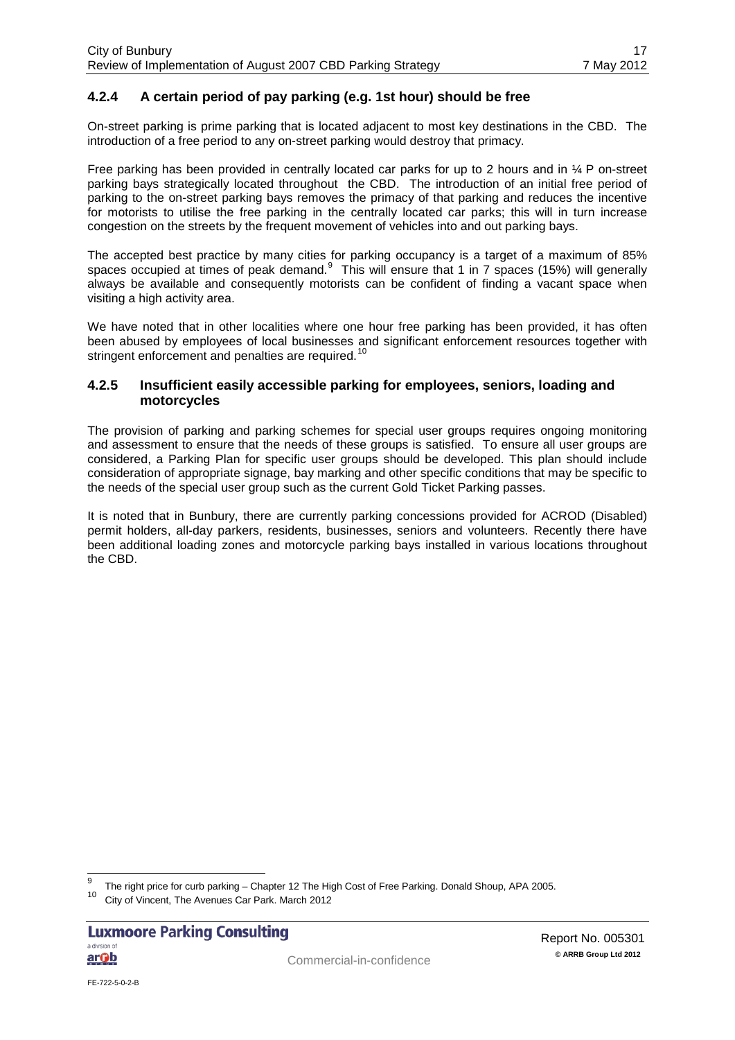### 4.2.4 A certain period of pay parking (e.g. 1st hour) should be free

On-street parking is prime parking that is located adjacent to most key destinations in the CBD. The introduction of a free period to any on-street parking would destroy that primacy.

Free parking has been provided in centrally located car parks for up to 2 hours and in ¼ P on-street parking bays strategically located throughout the CBD. The introduction of an initial free period of parking to the on-street parking bays removes the primacy of that parking and reduces the incentive for motorists to utilise the free parking in the centrally located car parks; this will in turn increase congestion on the streets by the frequent movement of vehicles into and out parking bays.

The accepted best practice by many cities for parking occupancy is a target of a maximum of 85% spaces occupied at times of peak demand.[9] This will ensure that 1 in 7 spaces (15%) will generally always be available and consequently motorists can be confident of finding a vacant space when visiting a high activity area.

We have noted that in other localities where one hour free parking has been provided, it has often been abused by employees of local businesses and significant enforcement resources together with stringent enforcement and penalties are required.[10]

### 4.2.5 Insufficient easily accessible parking for employees, seniors, loading and motorcycles

The provision of parking and parking schemes for special user groups requires ongoing monitoring and assessment to ensure that the needs of these groups is satisfied. To ensure all user groups are considered, a Parking Plan for specific user groups should be developed. This plan should include consideration of appropriate signage, bay marking and other specific conditions that may be specific to the needs of the special user group such as the current Gold Ticket Parking passes.

It is noted that in Bunbury, there are currently parking concessions provided for ACROD (Disabled) permit holders, all-day parkers, residents, businesses, seniors and volunteers. Recently there have been additional loading zones and motorcycle parking bays installed in various locations throughout the CBD.

---

[9] The right price for curb parking – Chapter 12 The High Cost of Free Parking. Donald Shoup, APA 2005.

[10] City of Vincent, The Avenues Car Park. March 2012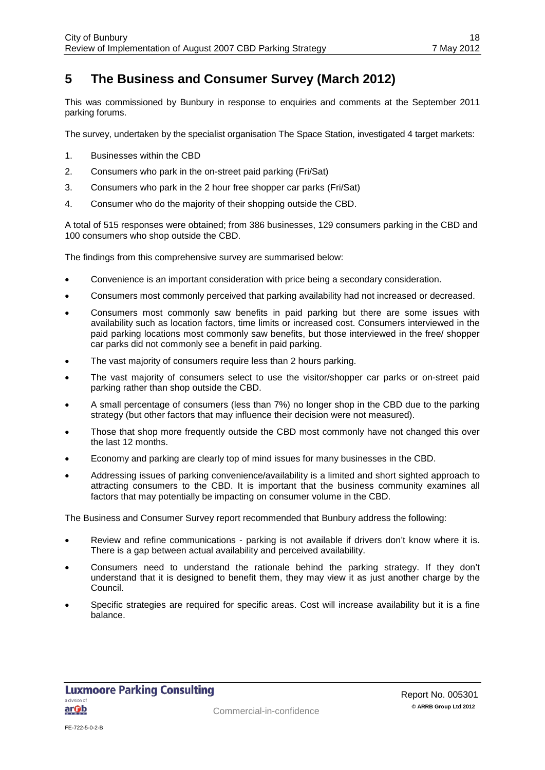# 5 The Business and Consumer Survey (March 2012)

This was commissioned by Bunbury in response to enquiries and comments at the September 2011 parking forums.

The survey, undertaken by the specialist organisation The Space Station, investigated 4 target markets:

1. Businesses within the CBD
2. Consumers who park in the on-street paid parking (Fri/Sat)
3. Consumers who park in the 2 hour free shopper car parks (Fri/Sat)
4. Consumer who do the majority of their shopping outside the CBD.

A total of 515 responses were obtained; from 386 businesses, 129 consumers parking in the CBD and 100 consumers who shop outside the CBD.

The findings from this comprehensive survey are summarised below:

- Convenience is an important consideration with price being a secondary consideration.
- Consumers most commonly perceived that parking availability had not increased or decreased.
- Consumers most commonly saw benefits in paid parking but there are some issues with availability such as location factors, time limits or increased cost. Consumers interviewed in the paid parking locations most commonly saw benefits, but those interviewed in the free/ shopper car parks did not commonly see a benefit in paid parking.
- The vast majority of consumers require less than 2 hours parking.
- The vast majority of consumers select to use the visitor/shopper car parks or on-street paid parking rather than shop outside the CBD.
- A small percentage of consumers (less than 7%) no longer shop in the CBD due to the parking strategy (but other factors that may influence their decision were not measured).
- Those that shop more frequently outside the CBD most commonly have not changed this over the last 12 months.
- Economy and parking are clearly top of mind issues for many businesses in the CBD.
- Addressing issues of parking convenience/availability is a limited and short sighted approach to attracting consumers to the CBD. It is important that the business community examines all factors that may potentially be impacting on consumer volume in the CBD.

The Business and Consumer Survey report recommended that Bunbury address the following:

- Review and refine communications - parking is not available if drivers don't know where it is. There is a gap between actual availability and perceived availability.
- Consumers need to understand the rationale behind the parking strategy. If they don't understand that it is designed to benefit them, they may view it as just another charge by the Council.
- Specific strategies are required for specific areas. Cost will increase availability but it is a fine balance.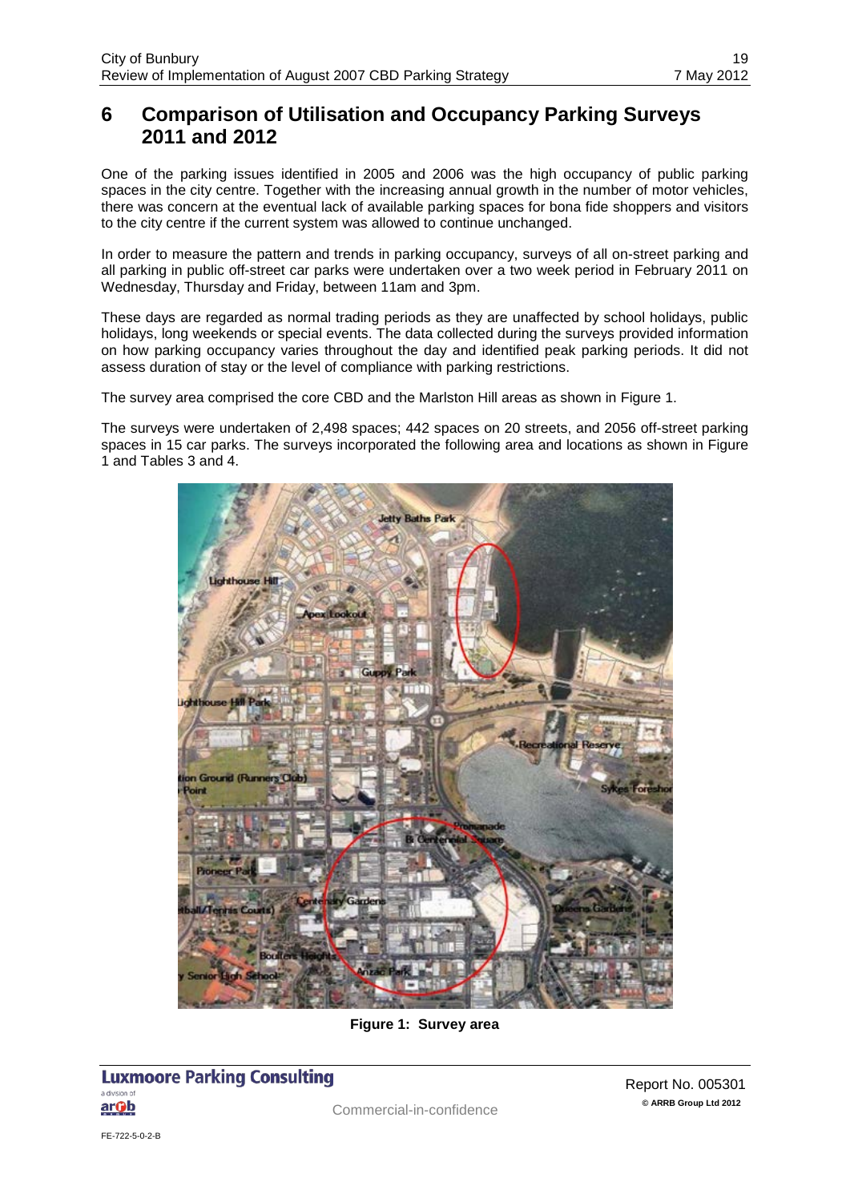# 6 Comparison of Utilisation and Occupancy Parking Surveys 2011 and 2012

One of the parking issues identified in 2005 and 2006 was the high occupancy of public parking spaces in the city centre. Together with the increasing annual growth in the number of motor vehicles, there was concern at the eventual lack of available parking spaces for bona fide shoppers and visitors to the city centre if the current system was allowed to continue unchanged.

In order to measure the pattern and trends in parking occupancy, surveys of all on-street parking and all parking in public off-street car parks were undertaken over a two week period in February 2011 on Wednesday, Thursday and Friday, between 11am and 3pm.

These days are regarded as normal trading periods as they are unaffected by school holidays, public holidays, long weekends or special events. The data collected during the surveys provided information on how parking occupancy varies throughout the day and identified peak parking periods. It did not assess duration of stay or the level of compliance with parking restrictions.

The survey area comprised the core CBD and the Marlston Hill areas as shown in Figure 1.

The surveys were undertaken of 2,498 spaces; 442 spaces on 20 streets, and 2056 off-street parking spaces in 15 car parks. The surveys incorporated the following area and locations as shown in Figure 1 and Tables 3 and 4.

**Figure 1: Survey area**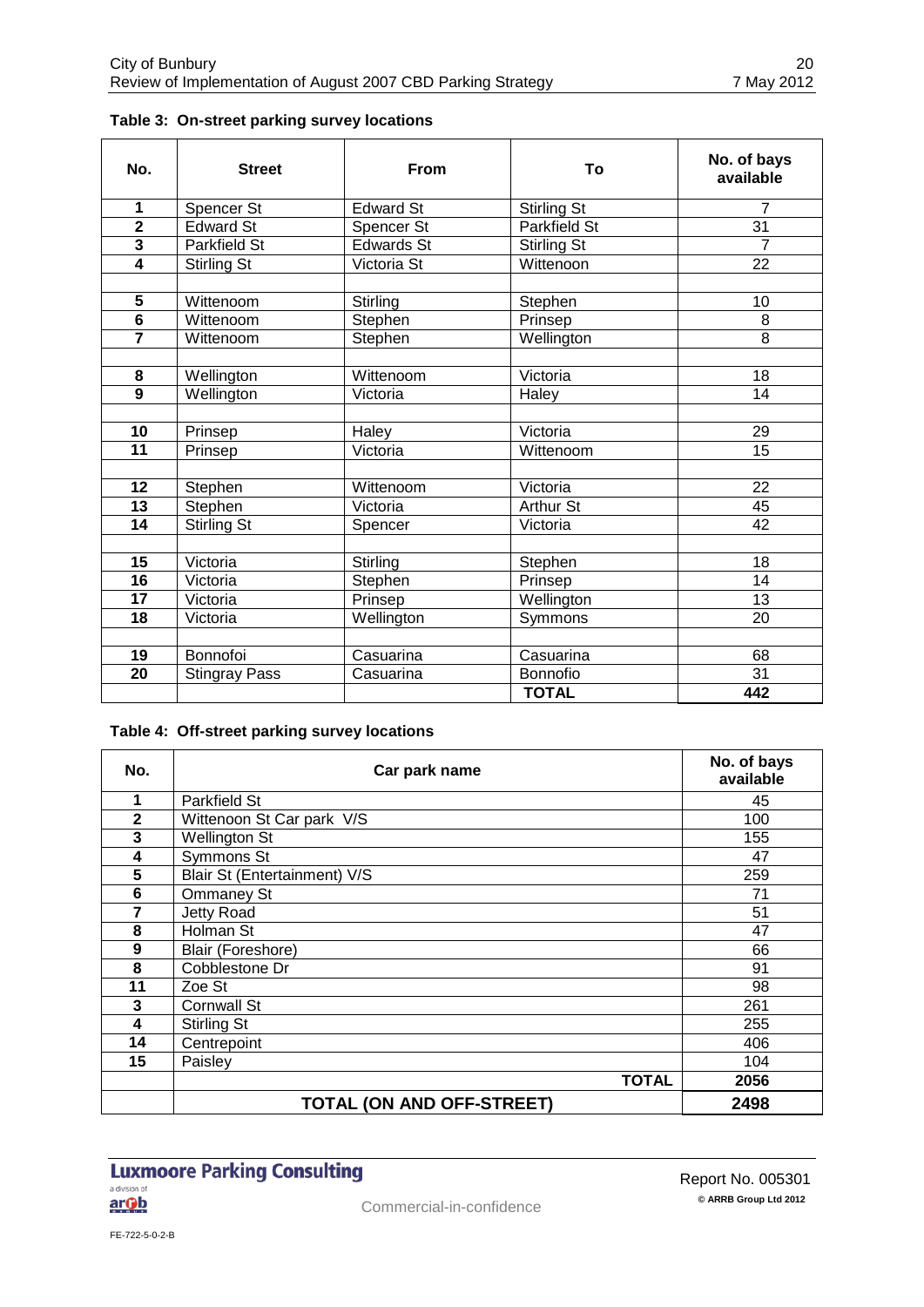**Table 3: On-street parking survey locations**

| No. | Street | From | To | No. of bays available |
|---|---|---|---|---|
| **1** | Spencer St | Edward St | Stirling St | 7 |
| **2** | Edward St | Spencer St | Parkfield St | 31 |
| **3** | Parkfield St | Edwards St | Stirling St | 7 |
| **4** | Stirling St | Victoria St | Wittenoon | 22 |
| | | | | |
| **5** | Wittenoom | Stirling | Stephen | 10 |
| **6** | Wittenoom | Stephen | Prinsep | 8 |
| **7** | Wittenoom | Stephen | Wellington | 8 |
| | | | | |
| **8** | Wellington | Wittenoom | Victoria | 18 |
| **9** | Wellington | Victoria | Haley | 14 |
| | | | | |
| **10** | Prinsep | Haley | Victoria | 29 |
| **11** | Prinsep | Victoria | Wittenoom | 15 |
| | | | | |
| **12** | Stephen | Wittenoom | Victoria | 22 |
| **13** | Stephen | Victoria | Arthur St | 45 |
| **14** | Stirling St | Spencer | Victoria | 42 |
| | | | | |
| **15** | Victoria | Stirling | Stephen | 18 |
| **16** | Victoria | Stephen | Prinsep | 14 |
| **17** | Victoria | Prinsep | Wellington | 13 |
| **18** | Victoria | Wellington | Symmons | 20 |
| | | | | |
| **19** | Bonnofoi | Casuarina | Casuarina | 68 |
| **20** | Stingray Pass | Casuarina | Bonnofio | 31 |
| | | | **TOTAL** | **442** |

**Table 4: Off-street parking survey locations**

| No. | Car park name | No. of bays available |
|---|---|---|
| **1** | Parkfield St | 45 |
| **2** | Wittenoon St Car park V/S | 100 |
| **3** | Wellington St | 155 |
| **4** | Symmons St | 47 |
| **5** | Blair St (Entertainment) V/S | 259 |
| **6** | Ommaney St | 71 |
| **7** | Jetty Road | 51 |
| **8** | Holman St | 47 |
| **9** | Blair (Foreshore) | 66 |
| **8** | Cobblestone Dr | 91 |
| **11** | Zoe St | 98 |
| **3** | Cornwall St | 261 |
| **4** | Stirling St | 255 |
| **14** | Centrepoint | 406 |
| **15** | Paisley | 104 |
| | **TOTAL** | **2056** |
| | **TOTAL (ON AND OFF-STREET)** | **2498** |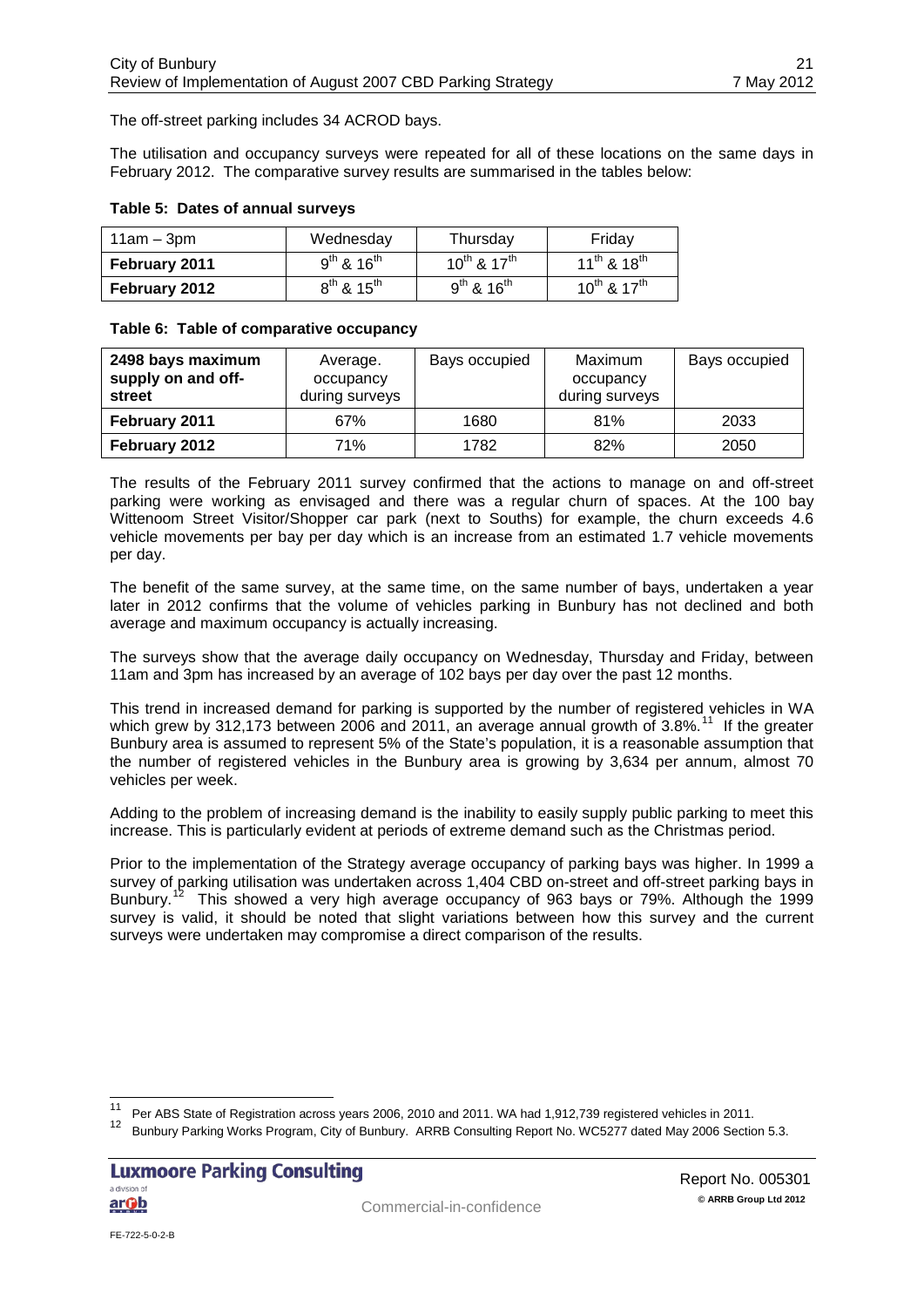The off-street parking includes 34 ACROD bays.

The utilisation and occupancy surveys were repeated for all of these locations on the same days in February 2012. The comparative survey results are summarised in the tables below:

**Table 5: Dates of annual surveys**

| 11am – 3pm | Wednesday | Thursday | Friday |
|---|---|---|---|
| **February 2011** | 9th & 16th | 10th & 17th | 11th & 18th |
| **February 2012** | 8th & 15th | 9th & 16th | 10th & 17th |

**Table 6: Table of comparative occupancy**

| 2498 bays maximum supply on and off-street | Average. occupancy during surveys | Bays occupied | Maximum occupancy during surveys | Bays occupied |
|---|---|---|---|---|
| **February 2011** | 67% | 1680 | 81% | 2033 |
| **February 2012** | 71% | 1782 | 82% | 2050 |

The results of the February 2011 survey confirmed that the actions to manage on and off-street parking were working as envisaged and there was a regular churn of spaces. At the 100 bay Wittenoom Street Visitor/Shopper car park (next to Souths) for example, the churn exceeds 4.6 vehicle movements per bay per day which is an increase from an estimated 1.7 vehicle movements per day.

The benefit of the same survey, at the same time, on the same number of bays, undertaken a year later in 2012 confirms that the volume of vehicles parking in Bunbury has not declined and both average and maximum occupancy is actually increasing.

The surveys show that the average daily occupancy on Wednesday, Thursday and Friday, between 11am and 3pm has increased by an average of 102 bays per day over the past 12 months.

This trend in increased demand for parking is supported by the number of registered vehicles in WA which grew by 312,173 between 2006 and 2011, an average annual growth of 3.8%.[11] If the greater Bunbury area is assumed to represent 5% of the State's population, it is a reasonable assumption that the number of registered vehicles in the Bunbury area is growing by 3,634 per annum, almost 70 vehicles per week.

Adding to the problem of increasing demand is the inability to easily supply public parking to meet this increase. This is particularly evident at periods of extreme demand such as the Christmas period.

Prior to the implementation of the Strategy average occupancy of parking bays was higher. In 1999 a survey of parking utilisation was undertaken across 1,404 CBD on-street and off-street parking bays in Bunbury.[12] This showed a very high average occupancy of 963 bays or 79%. Although the 1999 survey is valid, it should be noted that slight variations between how this survey and the current surveys were undertaken may compromise a direct comparison of the results.

---

[11] Per ABS State of Registration across years 2006, 2010 and 2011. WA had 1,912,739 registered vehicles in 2011.

[12] Bunbury Parking Works Program, City of Bunbury. ARRB Consulting Report No. WC5277 dated May 2006 Section 5.3.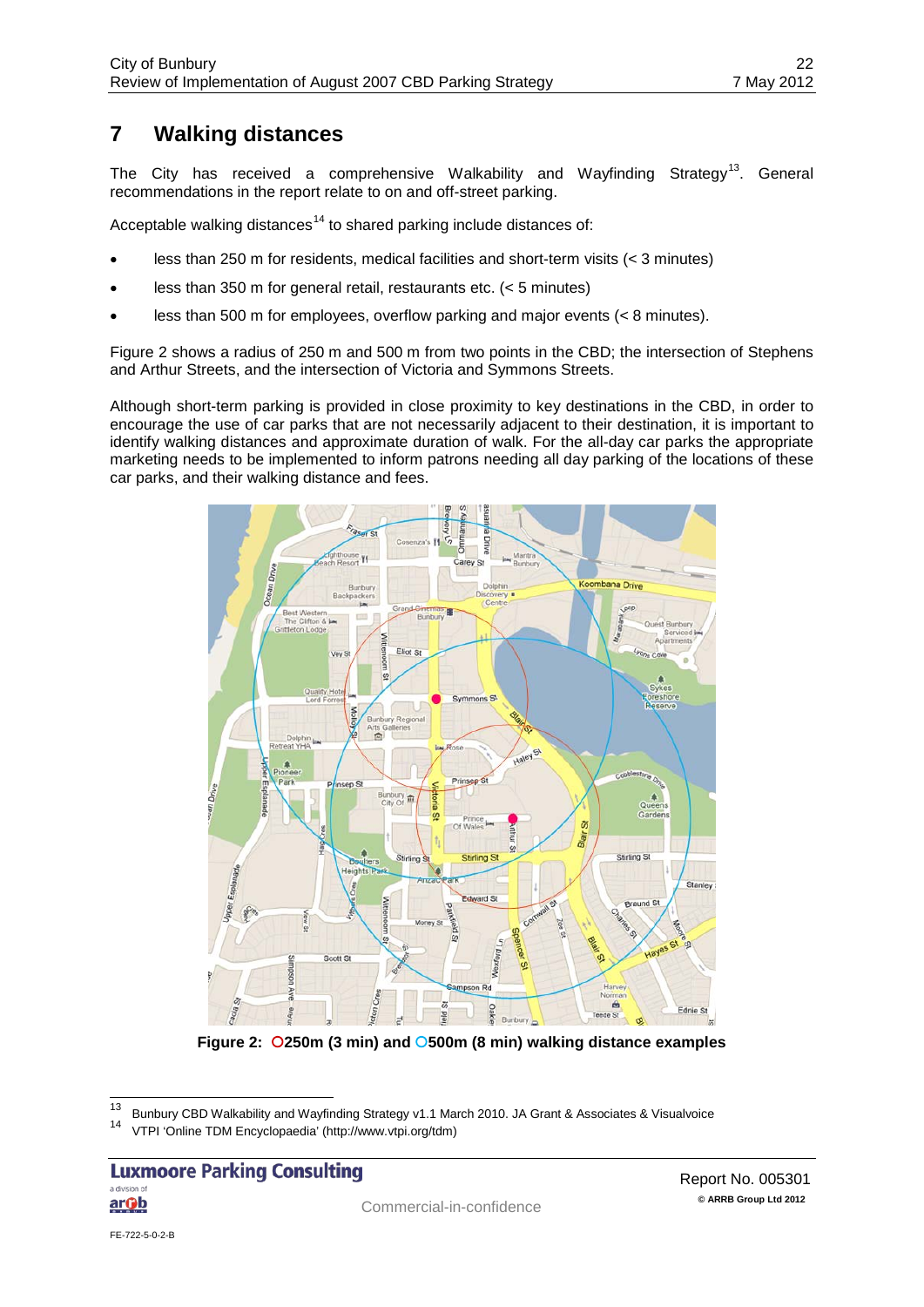# 7 Walking distances

The City has received a comprehensive Walkability and Wayfinding Strategy[13]. General recommendations in the report relate to on and off-street parking.

Acceptable walking distances[14] to shared parking include distances of:

- less than 250 m for residents, medical facilities and short-term visits (< 3 minutes)
- less than 350 m for general retail, restaurants etc. (< 5 minutes)
- less than 500 m for employees, overflow parking and major events (< 8 minutes).

Figure 2 shows a radius of 250 m and 500 m from two points in the CBD; the intersection of Stephens and Arthur Streets, and the intersection of Victoria and Symmons Streets.

Although short-term parking is provided in close proximity to key destinations in the CBD, in order to encourage the use of car parks that are not necessarily adjacent to their destination, it is important to identify walking distances and approximate duration of walk. For the all-day car parks the appropriate marketing needs to be implemented to inform patrons needing all day parking of the locations of these car parks, and their walking distance and fees.

**Figure 2: O250m (3 min) and O500m (8 min) walking distance examples**

[13] Bunbury CBD Walkability and Wayfinding Strategy v1.1 March 2010. JA Grant & Associates & Visualvoice

[14] VTPI 'Online TDM Encyclopaedia' (http://www.vtpi.org/tdm)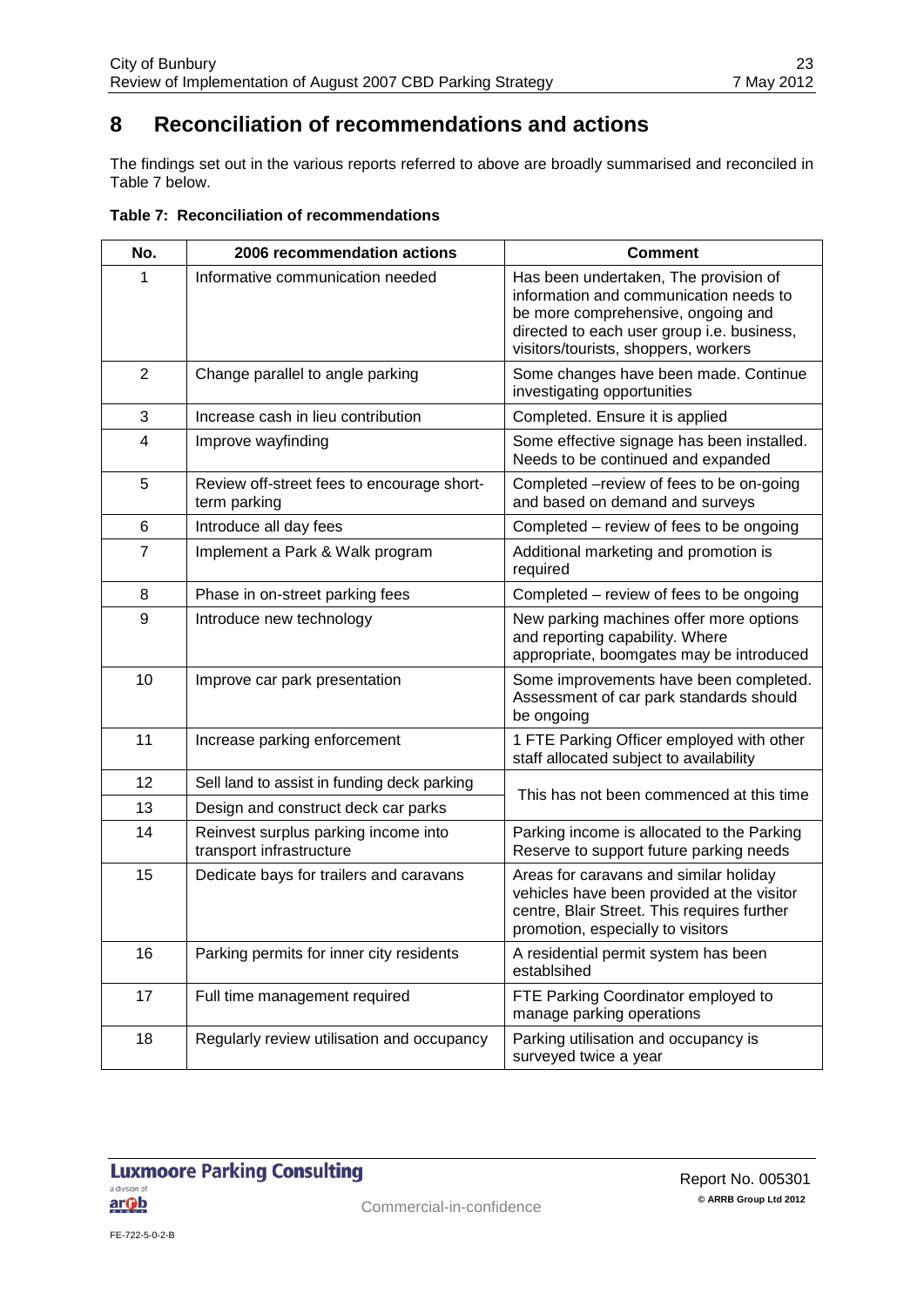# 8 Reconciliation of recommendations and actions

The findings set out in the various reports referred to above are broadly summarised and reconciled in Table 7 below.

**Table 7: Reconciliation of recommendations**

| No. | 2006 recommendation actions | Comment |
|---|---|---|
| 1 | Informative communication needed | Has been undertaken, The provision of information and communication needs to be more comprehensive, ongoing and directed to each user group i.e. business, visitors/tourists, shoppers, workers |
| 2 | Change parallel to angle parking | Some changes have been made. Continue investigating opportunities |
| 3 | Increase cash in lieu contribution | Completed. Ensure it is applied |
| 4 | Improve wayfinding | Some effective signage has been installed. Needs to be continued and expanded |
| 5 | Review off-street fees to encourage short-term parking | Completed –review of fees to be on-going and based on demand and surveys |
| 6 | Introduce all day fees | Completed – review of fees to be ongoing |
| 7 | Implement a Park & Walk program | Additional marketing and promotion is required |
| 8 | Phase in on-street parking fees | Completed – review of fees to be ongoing |
| 9 | Introduce new technology | New parking machines offer more options and reporting capability. Where appropriate, boomgates may be introduced |
| 10 | Improve car park presentation | Some improvements have been completed. Assessment of car park standards should be ongoing |
| 11 | Increase parking enforcement | 1 FTE Parking Officer employed with other staff allocated subject to availability |
| 12 | Sell land to assist in funding deck parking | This has not been commenced at this time |
| 13 | Design and construct deck car parks | |
| 14 | Reinvest surplus parking income into transport infrastructure | Parking income is allocated to the Parking Reserve to support future parking needs |
| 15 | Dedicate bays for trailers and caravans | Areas for caravans and similar holiday vehicles have been provided at the visitor centre, Blair Street. This requires further promotion, especially to visitors |
| 16 | Parking permits for inner city residents | A residential permit system has been establsihed |
| 17 | Full time management required | FTE Parking Coordinator employed to manage parking operations |
| 18 | Regularly review utilisation and occupancy | Parking utilisation and occupancy is surveyed twice a year |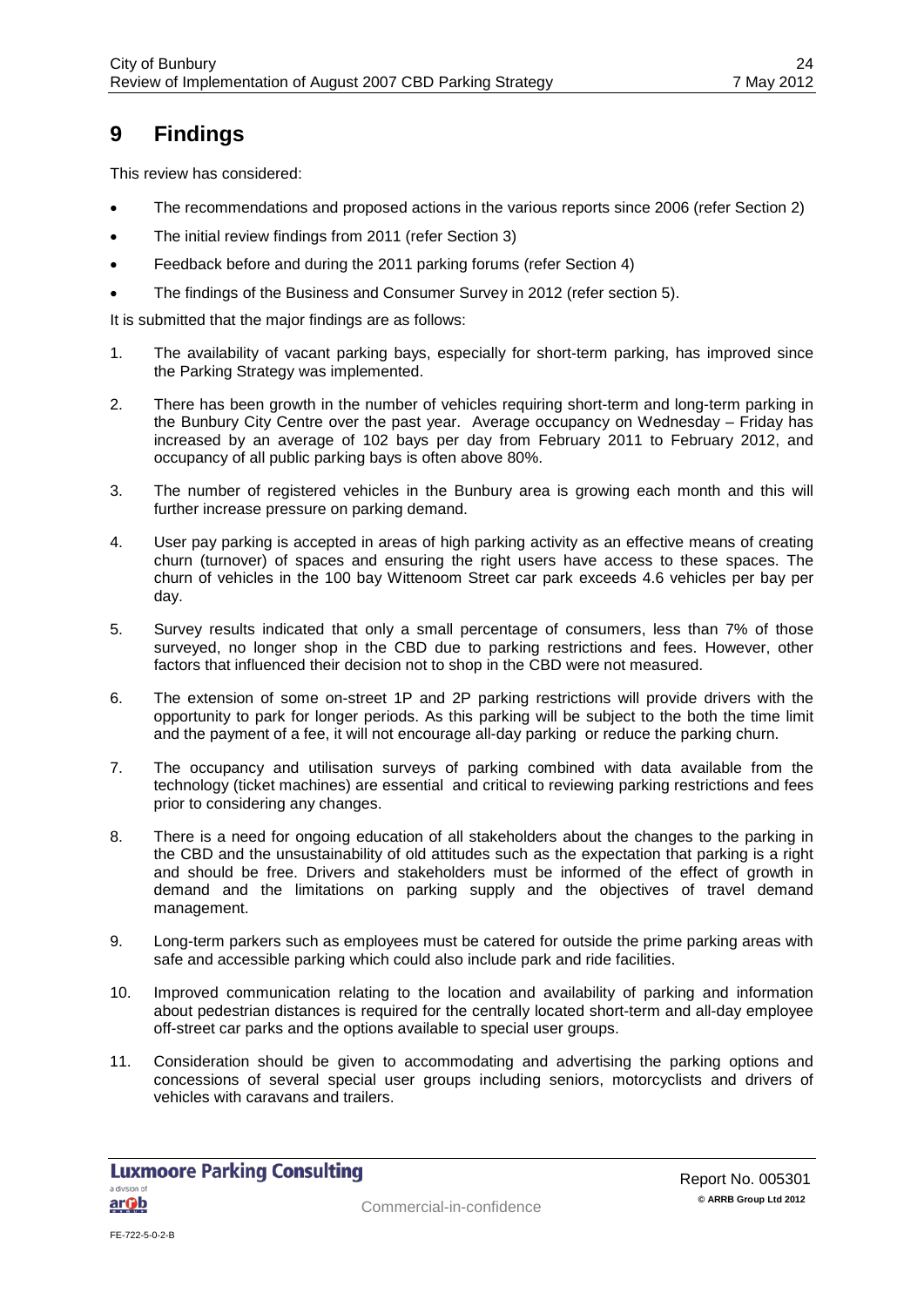# 9 Findings

This review has considered:

- The recommendations and proposed actions in the various reports since 2006 (refer Section 2)
- The initial review findings from 2011 (refer Section 3)
- Feedback before and during the 2011 parking forums (refer Section 4)
- The findings of the Business and Consumer Survey in 2012 (refer section 5).

It is submitted that the major findings are as follows:

1. The availability of vacant parking bays, especially for short-term parking, has improved since the Parking Strategy was implemented.
2. There has been growth in the number of vehicles requiring short-term and long-term parking in the Bunbury City Centre over the past year. Average occupancy on Wednesday – Friday has increased by an average of 102 bays per day from February 2011 to February 2012, and occupancy of all public parking bays is often above 80%.
3. The number of registered vehicles in the Bunbury area is growing each month and this will further increase pressure on parking demand.
4. User pay parking is accepted in areas of high parking activity as an effective means of creating churn (turnover) of spaces and ensuring the right users have access to these spaces. The churn of vehicles in the 100 bay Wittenoom Street car park exceeds 4.6 vehicles per bay per day.
5. Survey results indicated that only a small percentage of consumers, less than 7% of those surveyed, no longer shop in the CBD due to parking restrictions and fees. However, other factors that influenced their decision not to shop in the CBD were not measured.
6. The extension of some on-street 1P and 2P parking restrictions will provide drivers with the opportunity to park for longer periods. As this parking will be subject to the both the time limit and the payment of a fee, it will not encourage all-day parking or reduce the parking churn.
7. The occupancy and utilisation surveys of parking combined with data available from the technology (ticket machines) are essential and critical to reviewing parking restrictions and fees prior to considering any changes.
8. There is a need for ongoing education of all stakeholders about the changes to the parking in the CBD and the unsustainability of old attitudes such as the expectation that parking is a right and should be free. Drivers and stakeholders must be informed of the effect of growth in demand and the limitations on parking supply and the objectives of travel demand management.
9. Long-term parkers such as employees must be catered for outside the prime parking areas with safe and accessible parking which could also include park and ride facilities.
10. Improved communication relating to the location and availability of parking and information about pedestrian distances is required for the centrally located short-term and all-day employee off-street car parks and the options available to special user groups.
11. Consideration should be given to accommodating and advertising the parking options and concessions of several special user groups including seniors, motorcyclists and drivers of vehicles with caravans and trailers.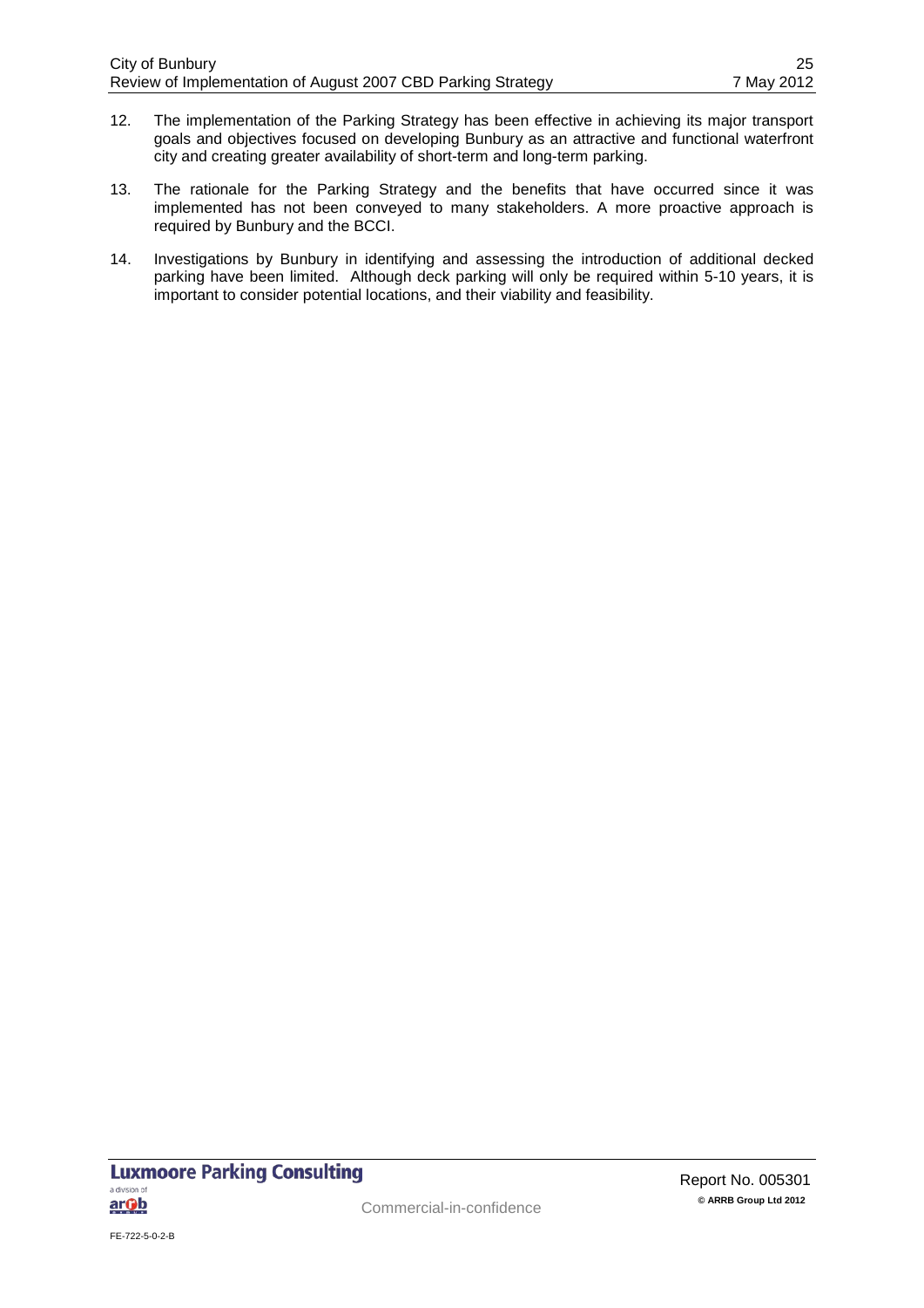12. The implementation of the Parking Strategy has been effective in achieving its major transport goals and objectives focused on developing Bunbury as an attractive and functional waterfront city and creating greater availability of short-term and long-term parking.

13. The rationale for the Parking Strategy and the benefits that have occurred since it was implemented has not been conveyed to many stakeholders. A more proactive approach is required by Bunbury and the BCCI.

14. Investigations by Bunbury in identifying and assessing the introduction of additional decked parking have been limited. Although deck parking will only be required within 5-10 years, it is important to consider potential locations, and their viability and feasibility.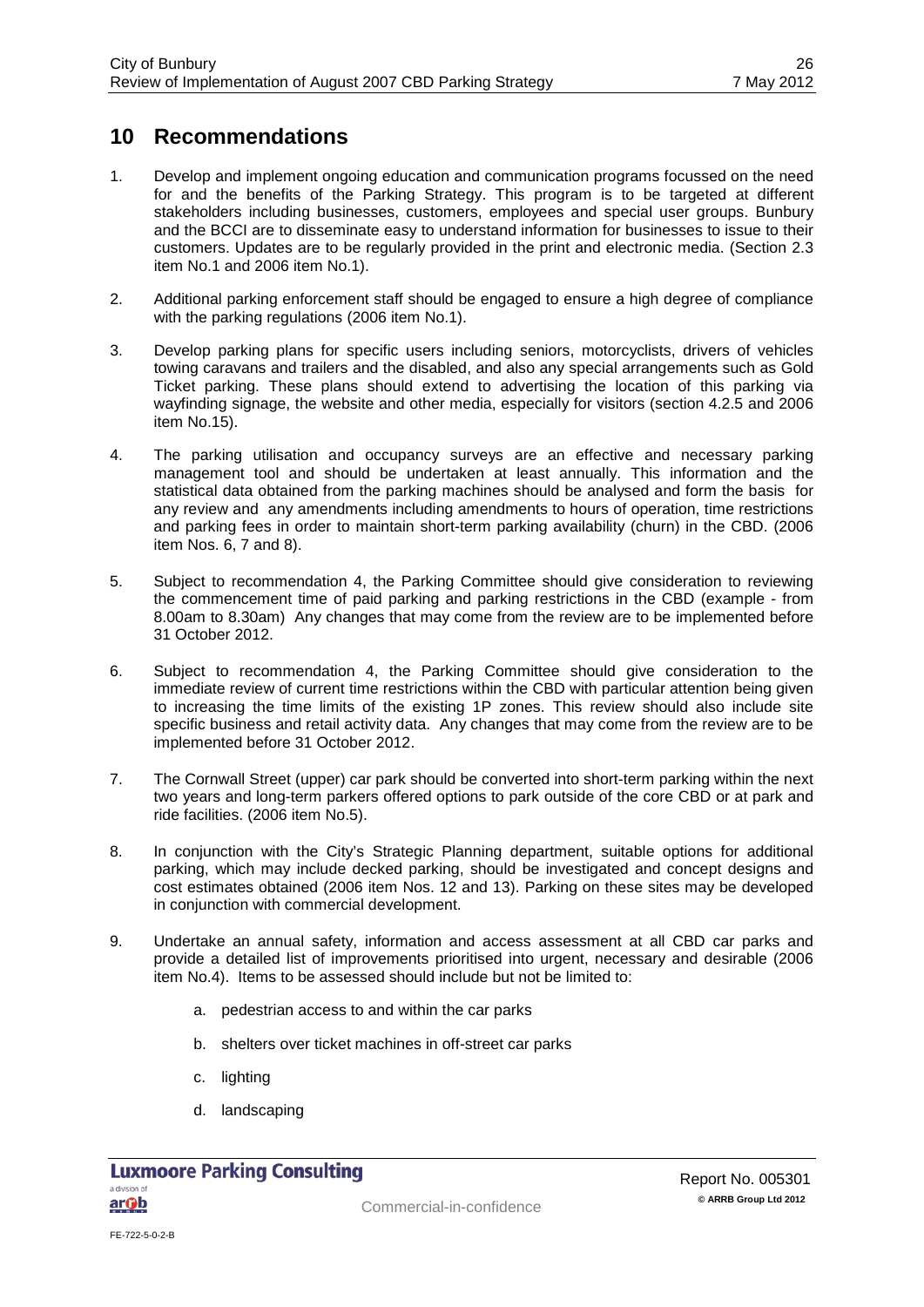# 10 Recommendations

1. Develop and implement ongoing education and communication programs focussed on the need for and the benefits of the Parking Strategy. This program is to be targeted at different stakeholders including businesses, customers, employees and special user groups. Bunbury and the BCCI are to disseminate easy to understand information for businesses to issue to their customers. Updates are to be regularly provided in the print and electronic media. (Section 2.3 item No.1 and 2006 item No.1).

2. Additional parking enforcement staff should be engaged to ensure a high degree of compliance with the parking regulations (2006 item No.1).

3. Develop parking plans for specific users including seniors, motorcyclists, drivers of vehicles towing caravans and trailers and the disabled, and also any special arrangements such as Gold Ticket parking. These plans should extend to advertising the location of this parking via wayfinding signage, the website and other media, especially for visitors (section 4.2.5 and 2006 item No.15).

4. The parking utilisation and occupancy surveys are an effective and necessary parking management tool and should be undertaken at least annually. This information and the statistical data obtained from the parking machines should be analysed and form the basis for any review and any amendments including amendments to hours of operation, time restrictions and parking fees in order to maintain short-term parking availability (churn) in the CBD. (2006 item Nos. 6, 7 and 8).

5. Subject to recommendation 4, the Parking Committee should give consideration to reviewing the commencement time of paid parking and parking restrictions in the CBD (example - from 8.00am to 8.30am) Any changes that may come from the review are to be implemented before 31 October 2012.

6. Subject to recommendation 4, the Parking Committee should give consideration to the immediate review of current time restrictions within the CBD with particular attention being given to increasing the time limits of the existing 1P zones. This review should also include site specific business and retail activity data. Any changes that may come from the review are to be implemented before 31 October 2012.

7. The Cornwall Street (upper) car park should be converted into short-term parking within the next two years and long-term parkers offered options to park outside of the core CBD or at park and ride facilities. (2006 item No.5).

8. In conjunction with the City's Strategic Planning department, suitable options for additional parking, which may include decked parking, should be investigated and concept designs and cost estimates obtained (2006 item Nos. 12 and 13). Parking on these sites may be developed in conjunction with commercial development.

9. Undertake an annual safety, information and access assessment at all CBD car parks and provide a detailed list of improvements prioritised into urgent, necessary and desirable (2006 item No.4). Items to be assessed should include but not be limited to:

    a. pedestrian access to and within the car parks

    b. shelters over ticket machines in off-street car parks

    c. lighting

    d. landscaping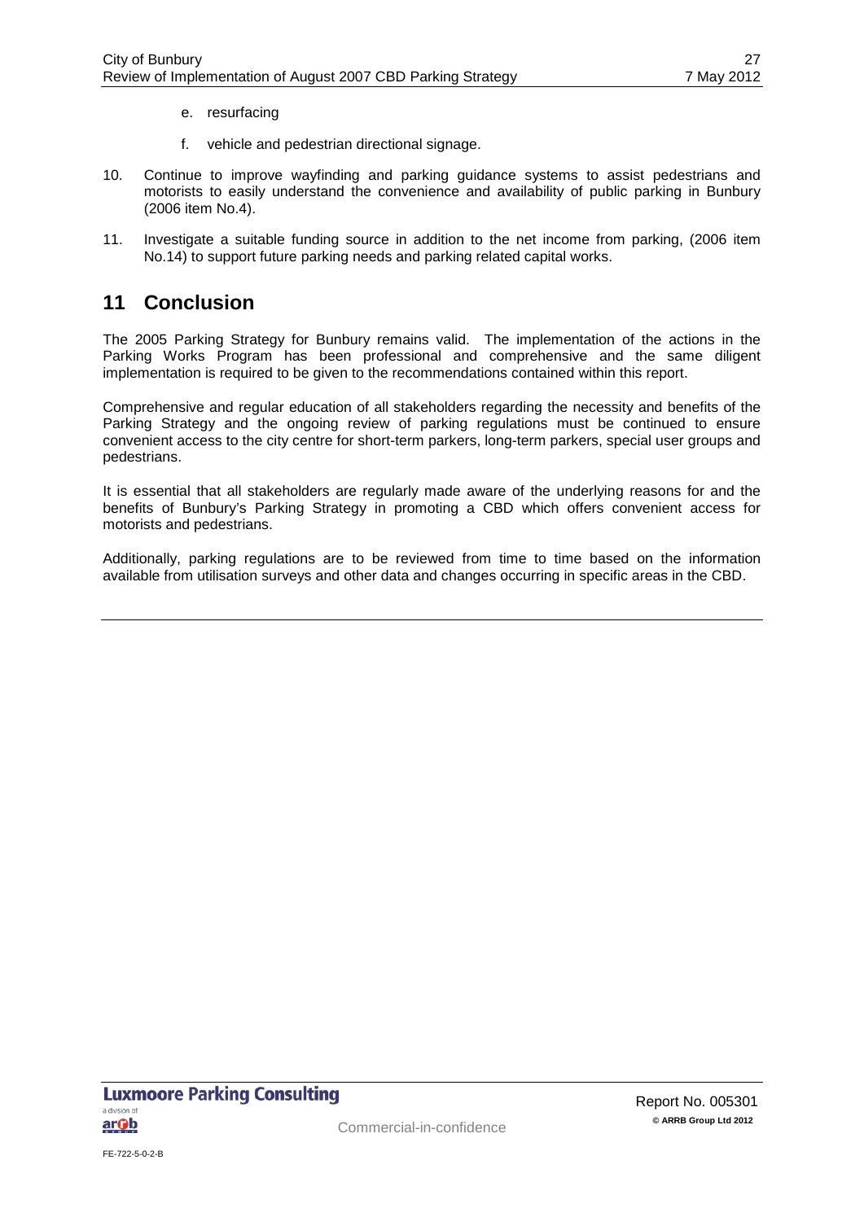e. resurfacing

   f. vehicle and pedestrian directional signage.

10. Continue to improve wayfinding and parking guidance systems to assist pedestrians and motorists to easily understand the convenience and availability of public parking in Bunbury (2006 item No.4).

11. Investigate a suitable funding source in addition to the net income from parking, (2006 item No.14) to support future parking needs and parking related capital works.

# 11 Conclusion

The 2005 Parking Strategy for Bunbury remains valid. The implementation of the actions in the Parking Works Program has been professional and comprehensive and the same diligent implementation is required to be given to the recommendations contained within this report.

Comprehensive and regular education of all stakeholders regarding the necessity and benefits of the Parking Strategy and the ongoing review of parking regulations must be continued to ensure convenient access to the city centre for short-term parkers, long-term parkers, special user groups and pedestrians.

It is essential that all stakeholders are regularly made aware of the underlying reasons for and the benefits of Bunbury's Parking Strategy in promoting a CBD which offers convenient access for motorists and pedestrians.

Additionally, parking regulations are to be reviewed from time to time based on the information available from utilisation surveys and other data and changes occurring in specific areas in the CBD.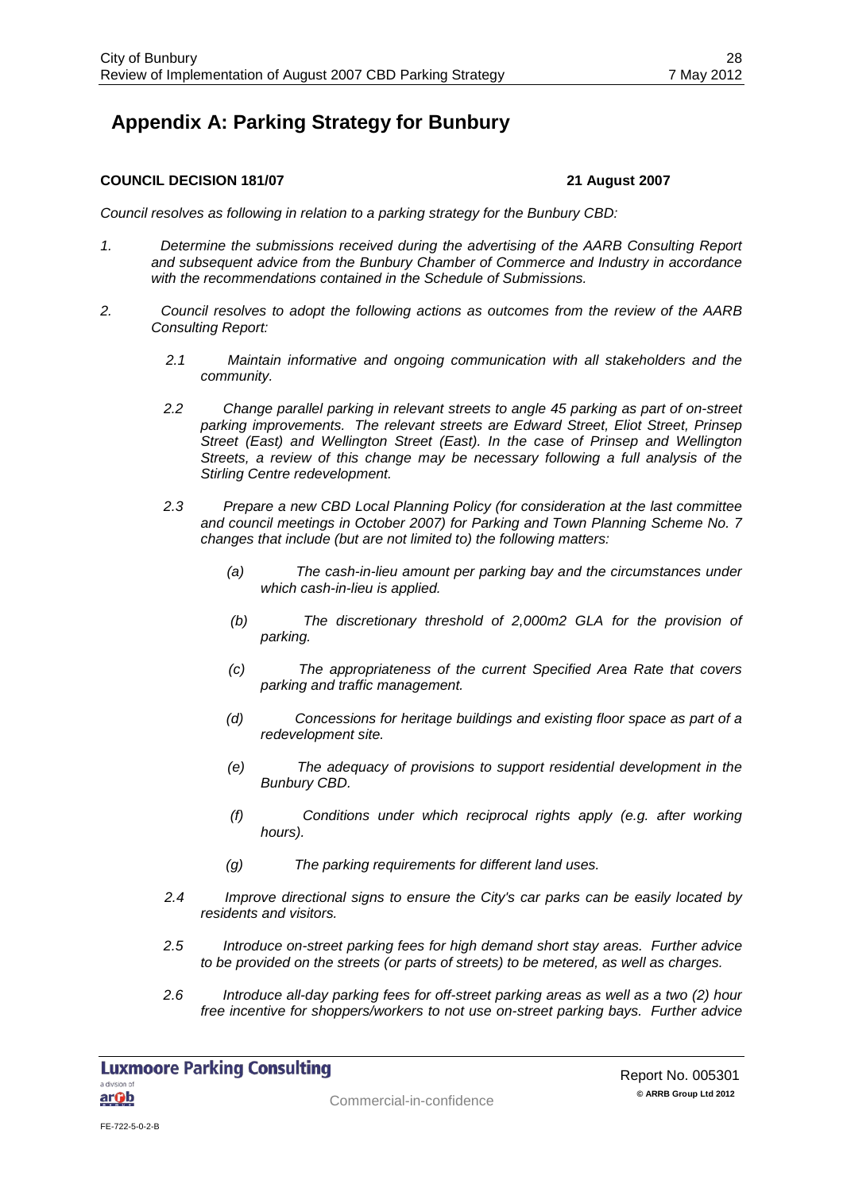# Appendix A: Parking Strategy for Bunbury

**COUNCIL DECISION 181/07** **21 August 2007**

*Council resolves as following in relation to a parking strategy for the Bunbury CBD:*

*1. Determine the submissions received during the advertising of the AARB Consulting Report and subsequent advice from the Bunbury Chamber of Commerce and Industry in accordance with the recommendations contained in the Schedule of Submissions.*

*2. Council resolves to adopt the following actions as outcomes from the review of the AARB Consulting Report:*

*2.1 Maintain informative and ongoing communication with all stakeholders and the community.*

*2.2 Change parallel parking in relevant streets to angle 45 parking as part of on-street parking improvements. The relevant streets are Edward Street, Eliot Street, Prinsep Street (East) and Wellington Street (East). In the case of Prinsep and Wellington Streets, a review of this change may be necessary following a full analysis of the Stirling Centre redevelopment.*

*2.3 Prepare a new CBD Local Planning Policy (for consideration at the last committee and council meetings in October 2007) for Parking and Town Planning Scheme No. 7 changes that include (but are not limited to) the following matters:*

*(a) The cash-in-lieu amount per parking bay and the circumstances under which cash-in-lieu is applied.*

*(b) The discretionary threshold of 2,000m2 GLA for the provision of parking.*

*(c) The appropriateness of the current Specified Area Rate that covers parking and traffic management.*

*(d) Concessions for heritage buildings and existing floor space as part of a redevelopment site.*

*(e) The adequacy of provisions to support residential development in the Bunbury CBD.*

*(f) Conditions under which reciprocal rights apply (e.g. after working hours).*

*(g) The parking requirements for different land uses.*

*2.4 Improve directional signs to ensure the City's car parks can be easily located by residents and visitors.*

*2.5 Introduce on-street parking fees for high demand short stay areas. Further advice to be provided on the streets (or parts of streets) to be metered, as well as charges.*

*2.6 Introduce all-day parking fees for off-street parking areas as well as a two (2) hour free incentive for shoppers/workers to not use on-street parking bays. Further advice*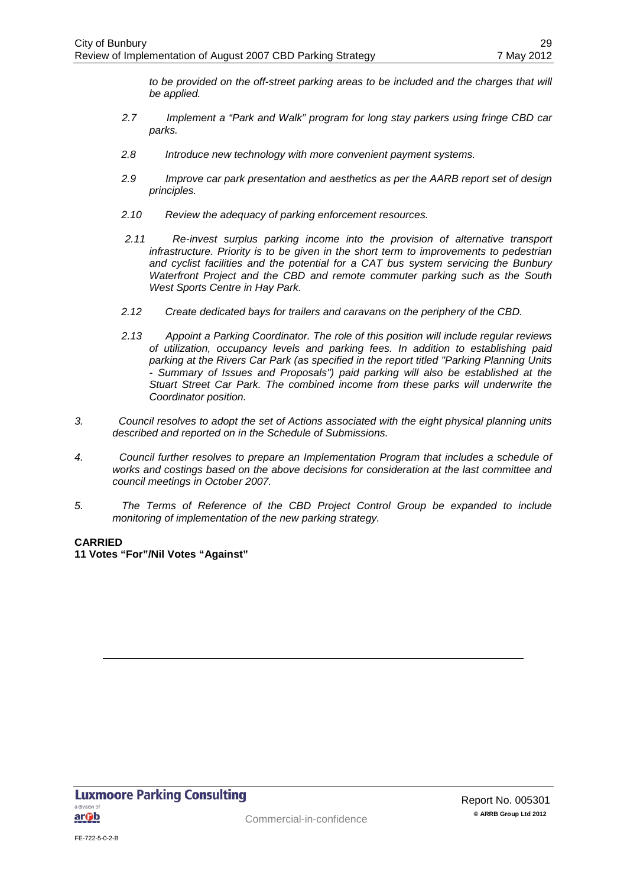*to be provided on the off-street parking areas to be included and the charges that will be applied.*

*2.7 Implement a "Park and Walk" program for long stay parkers using fringe CBD car parks.*

*2.8 Introduce new technology with more convenient payment systems.*

*2.9 Improve car park presentation and aesthetics as per the AARB report set of design principles.*

*2.10 Review the adequacy of parking enforcement resources.*

*2.11 Re-invest surplus parking income into the provision of alternative transport infrastructure. Priority is to be given in the short term to improvements to pedestrian and cyclist facilities and the potential for a CAT bus system servicing the Bunbury Waterfront Project and the CBD and remote commuter parking such as the South West Sports Centre in Hay Park.*

*2.12 Create dedicated bays for trailers and caravans on the periphery of the CBD.*

*2.13 Appoint a Parking Coordinator. The role of this position will include regular reviews of utilization, occupancy levels and parking fees. In addition to establishing paid parking at the Rivers Car Park (as specified in the report titled "Parking Planning Units - Summary of Issues and Proposals") paid parking will also be established at the Stuart Street Car Park. The combined income from these parks will underwrite the Coordinator position.*

*3. Council resolves to adopt the set of Actions associated with the eight physical planning units described and reported on in the Schedule of Submissions.*

*4. Council further resolves to prepare an Implementation Program that includes a schedule of works and costings based on the above decisions for consideration at the last committee and council meetings in October 2007.*

*5. The Terms of Reference of the CBD Project Control Group be expanded to include monitoring of implementation of the new parking strategy.*

**CARRIED**
**11 Votes "For"/Nil Votes "Against"**

---

Commercial-in-confidence